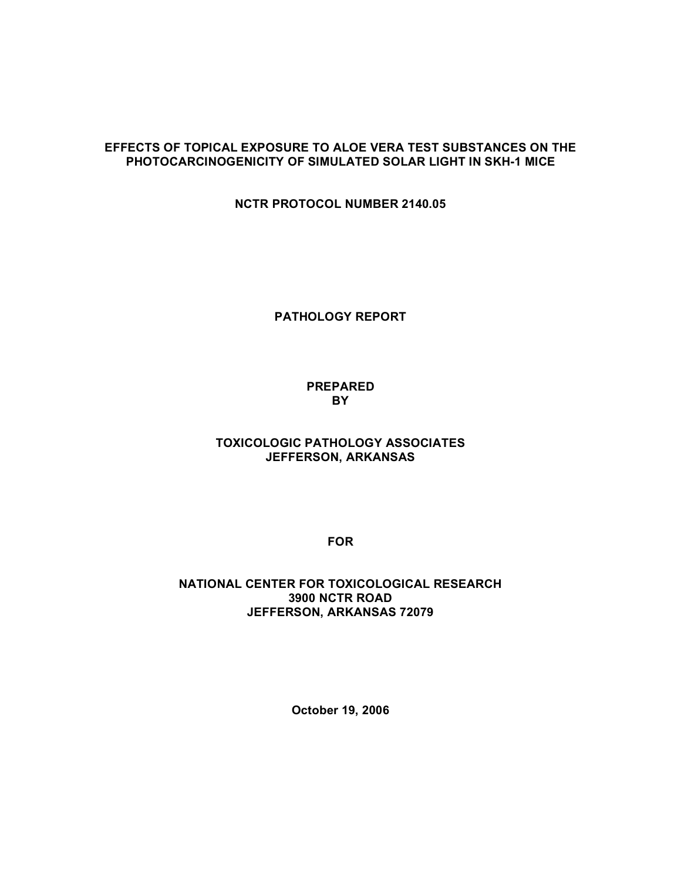# EFFECTS OF TOPICAL EXPOSURE TO ALOE VERA TEST SUBSTANCES ON THE PHOTOCARCINOGENICITY OF SIMULATED SOLAR LIGHT IN SKH-1 MICE

**NCTR PROTOCOL NUMBER 2140.05**

**PATHOLOGY REPORT**

**PREPARED**
**BY**

**TOXICOLOGIC PATHOLOGY ASSOCIATES**
**JEFFERSON, ARKANSAS**

**FOR**

**NATIONAL CENTER FOR TOXICOLOGICAL RESEARCH**
**3900 NCTR ROAD**
**JEFFERSON, ARKANSAS 72079**

**October 19, 2006**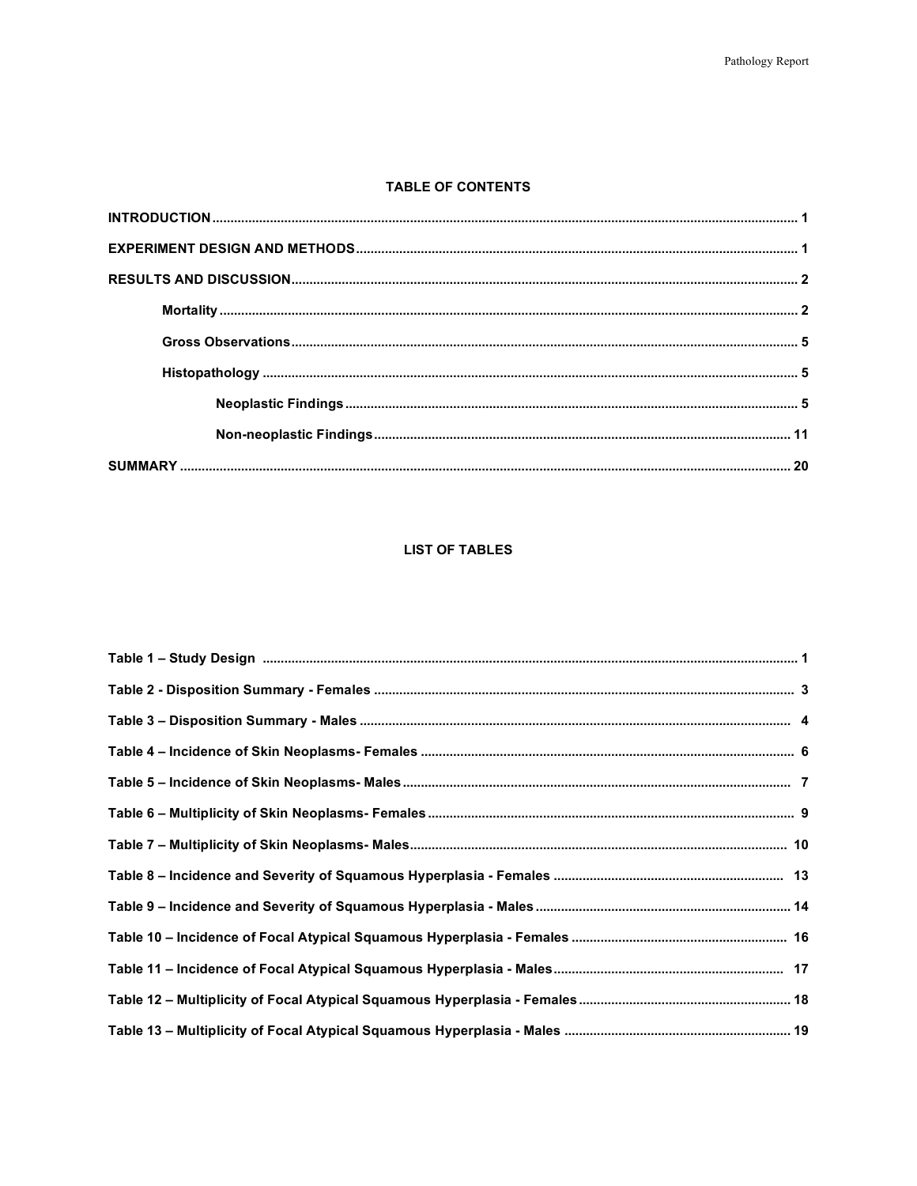## TABLE OF CONTENTS

**INTRODUCTION** ........................................ 1

**EXPERIMENT DESIGN AND METHODS** ........................................ 1

**RESULTS AND DISCUSSION** ........................................ 2

- **Mortality** ........................................ 2
- **Gross Observations** ........................................ 5
- **Histopathology** ........................................ 5
  - **Neoplastic Findings** ........................................ 5
  - **Non-neoplastic Findings** ........................................ 11

**SUMMARY** ........................................ 20

## LIST OF TABLES

**Table 1 – Study Design** ........................................ 1

**Table 2 - Disposition Summary - Females** ........................................ 3

**Table 3 – Disposition Summary - Males** ........................................ 4

**Table 4 – Incidence of Skin Neoplasms- Females** ........................................ 6

**Table 5 – Incidence of Skin Neoplasms- Males** ........................................ 7

**Table 6 – Multiplicity of Skin Neoplasms- Females** ........................................ 9

**Table 7 – Multiplicity of Skin Neoplasms- Males** ........................................ 10

**Table 8 – Incidence and Severity of Squamous Hyperplasia - Females** ........................................ 13

**Table 9 – Incidence and Severity of Squamous Hyperplasia - Males** ........................................ 14

**Table 10 – Incidence of Focal Atypical Squamous Hyperplasia - Females** ........................................ 16

**Table 11 – Incidence of Focal Atypical Squamous Hyperplasia - Males** ........................................ 17

**Table 12 – Multiplicity of Focal Atypical Squamous Hyperplasia - Females** ........................................ 18

**Table 13 – Multiplicity of Focal Atypical Squamous Hyperplasia - Males** ........................................ 19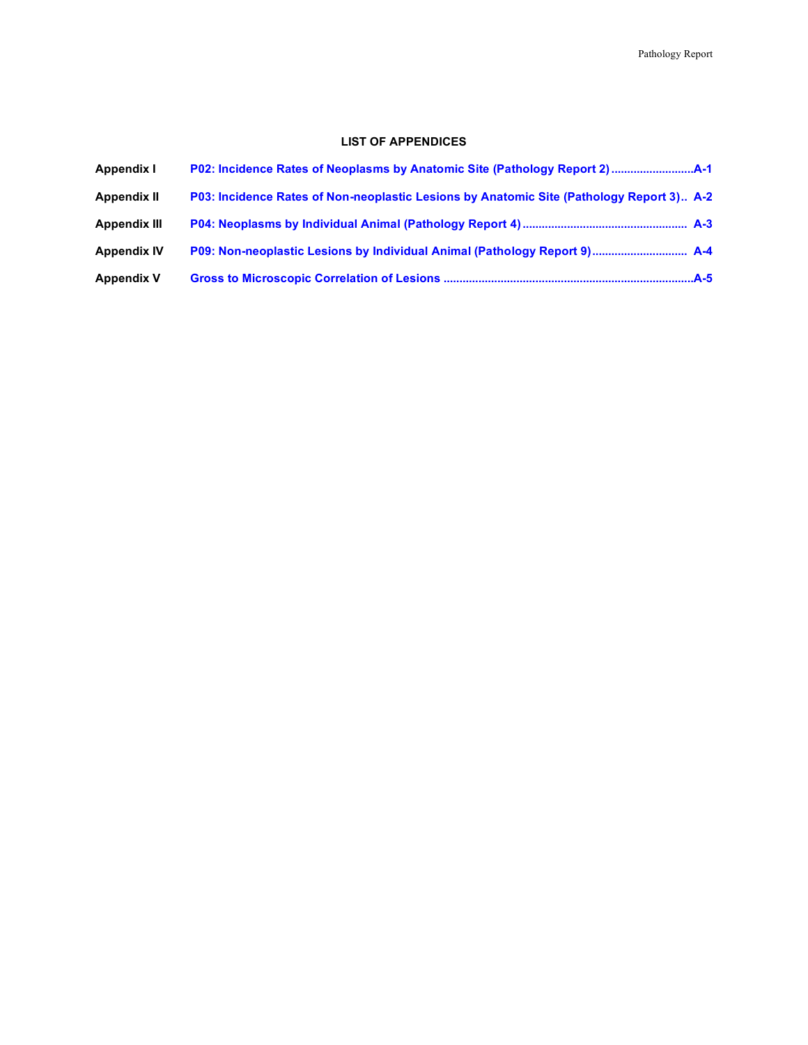## LIST OF APPENDICES

| | | |
|---|---|---|
| **Appendix I** | **P02: Incidence Rates of Neoplasms by Anatomic Site (Pathology Report 2)** | **A-1** |
| **Appendix II** | **P03: Incidence Rates of Non-neoplastic Lesions by Anatomic Site (Pathology Report 3)** | **A-2** |
| **Appendix III** | **P04: Neoplasms by Individual Animal (Pathology Report 4)** | **A-3** |
| **Appendix IV** | **P09: Non-neoplastic Lesions by Individual Animal (Pathology Report 9)** | **A-4** |
| **Appendix V** | **Gross to Microscopic Correlation of Lesions** | **A-5** |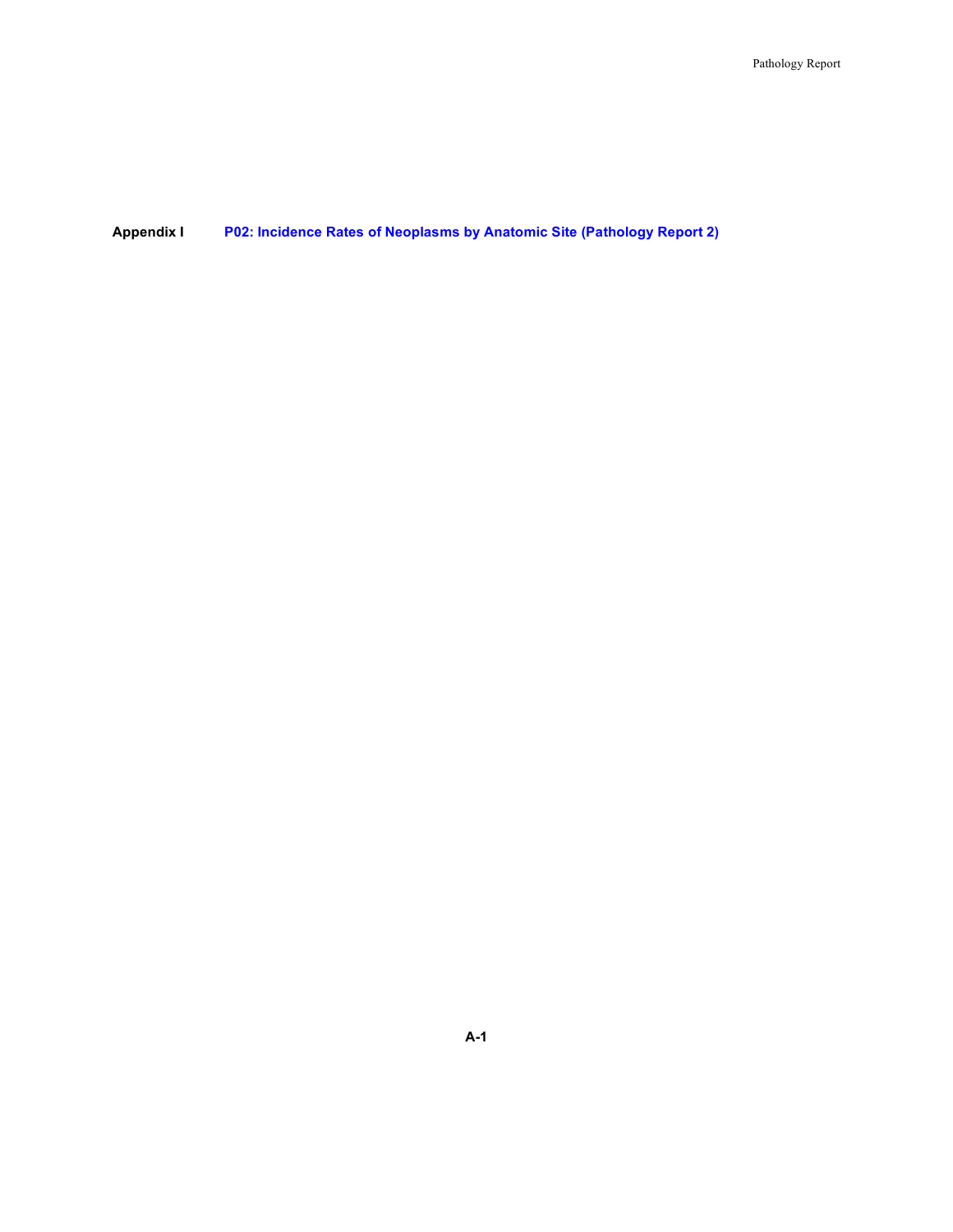**Appendix I** P02: Incidence Rates of Neoplasms by Anatomic Site (Pathology Report 2)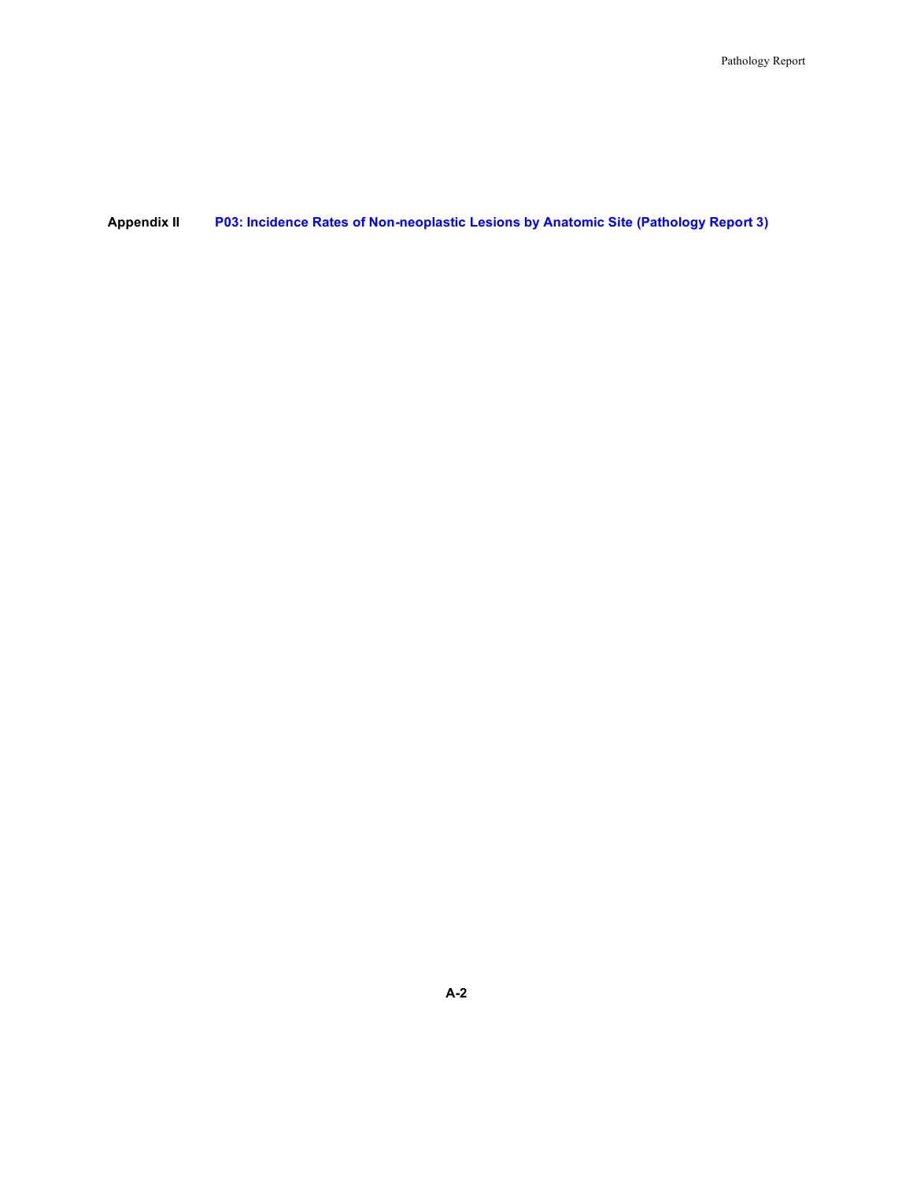**Appendix II** **P03: Incidence Rates of Non-neoplastic Lesions by Anatomic Site (Pathology Report 3)**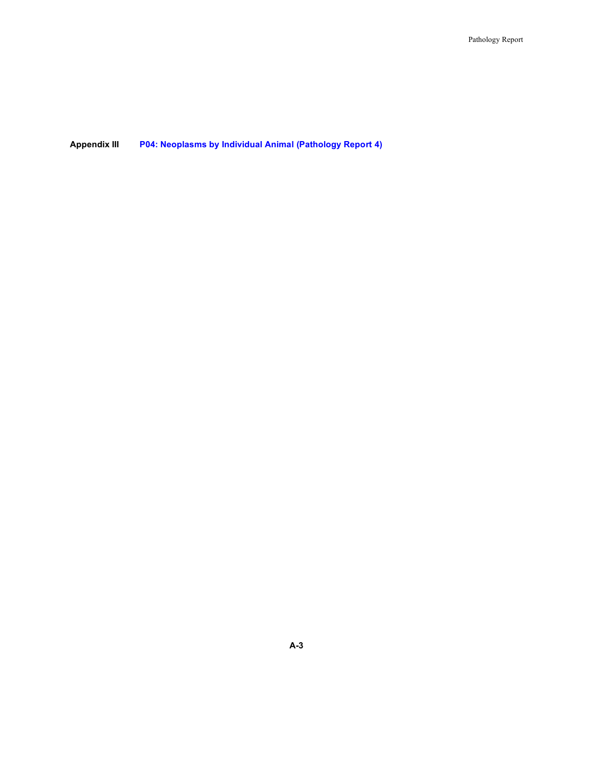## Appendix III P04: Neoplasms by Individual Animal (Pathology Report 4)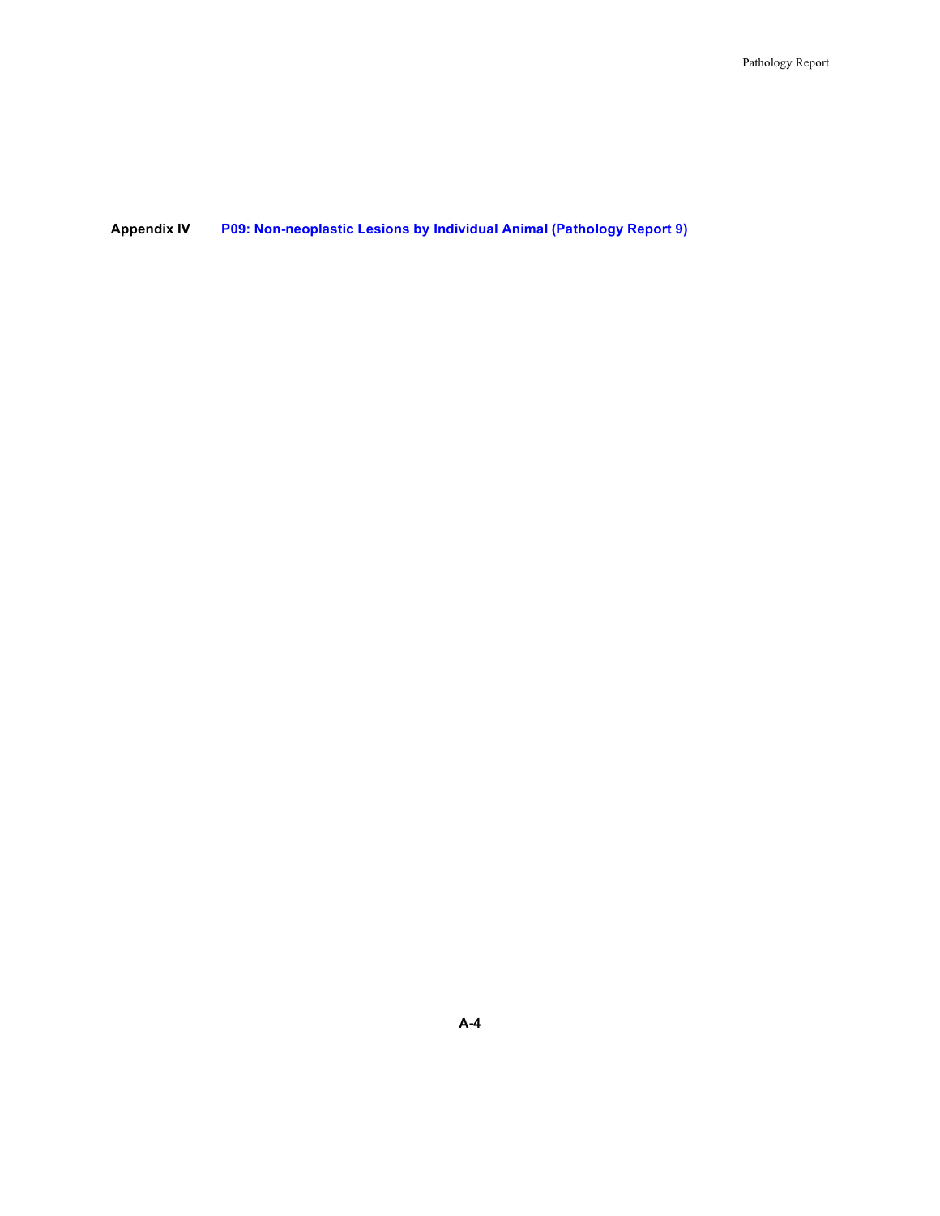**Appendix IV** P09: Non-neoplastic Lesions by Individual Animal (Pathology Report 9)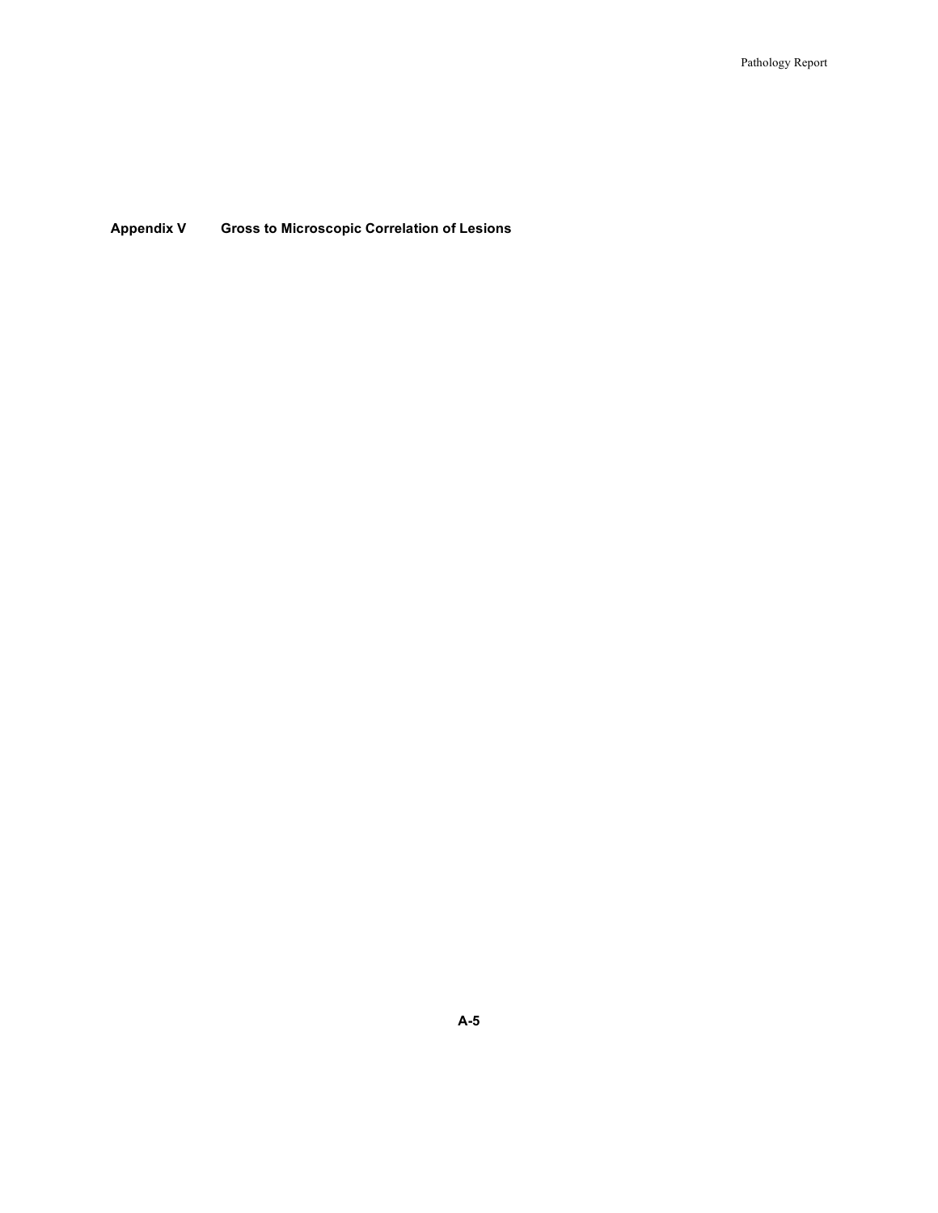## Appendix V Gross to Microscopic Correlation of Lesions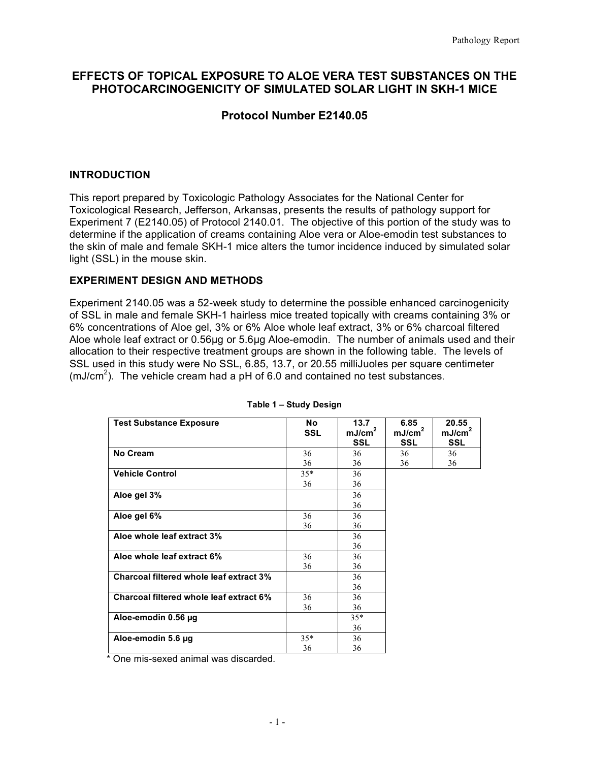# EFFECTS OF TOPICAL EXPOSURE TO ALOE VERA TEST SUBSTANCES ON THE PHOTOCARCINOGENICITY OF SIMULATED SOLAR LIGHT IN SKH-1 MICE

## Protocol Number E2140.05

### INTRODUCTION

This report prepared by Toxicologic Pathology Associates for the National Center for Toxicological Research, Jefferson, Arkansas, presents the results of pathology support for Experiment 7 (E2140.05) of Protocol 2140.01. The objective of this portion of the study was to determine if the application of creams containing Aloe vera or Aloe-emodin test substances to the skin of male and female SKH-1 mice alters the tumor incidence induced by simulated solar light (SSL) in the mouse skin.

### EXPERIMENT DESIGN AND METHODS

Experiment 2140.05 was a 52-week study to determine the possible enhanced carcinogenicity of SSL in male and female SKH-1 hairless mice treated topically with creams containing 3% or 6% concentrations of Aloe gel, 3% or 6% Aloe whole leaf extract, 3% or 6% charcoal filtered Aloe whole leaf extract or 0.56µg or 5.6µg Aloe-emodin. The number of animals used and their allocation to their respective treatment groups are shown in the following table. The levels of SSL used in this study were No SSL, 6.85, 13.7, or 20.55 milliJuoles per square centimeter ($mJ/cm^2$). The vehicle cream had a pH of 6.0 and contained no test substances.

**Table 1 – Study Design**

| Test Substance Exposure | No SSL | 13.7 $mJ/cm^2$ SSL | 6.85 $mJ/cm^2$ SSL | 20.55 $mJ/cm^2$ SSL |
|---|---|---|---|---|
| **No Cream** | 36<br>36 | 36<br>36 | 36<br>36 | 36<br>36 |
| **Vehicle Control** | 35*<br>36 | 36<br>36 | | |
| **Aloe gel 3%** | | 36<br>36 | | |
| **Aloe gel 6%** | 36<br>36 | 36<br>36 | | |
| **Aloe whole leaf extract 3%** | | 36<br>36 | | |
| **Aloe whole leaf extract 6%** | 36<br>36 | 36<br>36 | | |
| **Charcoal filtered whole leaf extract 3%** | | 36<br>36 | | |
| **Charcoal filtered whole leaf extract 6%** | 36<br>36 | 36<br>36 | | |
| **Aloe-emodin 0.56 µg** | | 35*<br>36 | | |
| **Aloe-emodin 5.6 µg** | 35*<br>36 | 36<br>36 | | |

\* One mis-sexed animal was discarded.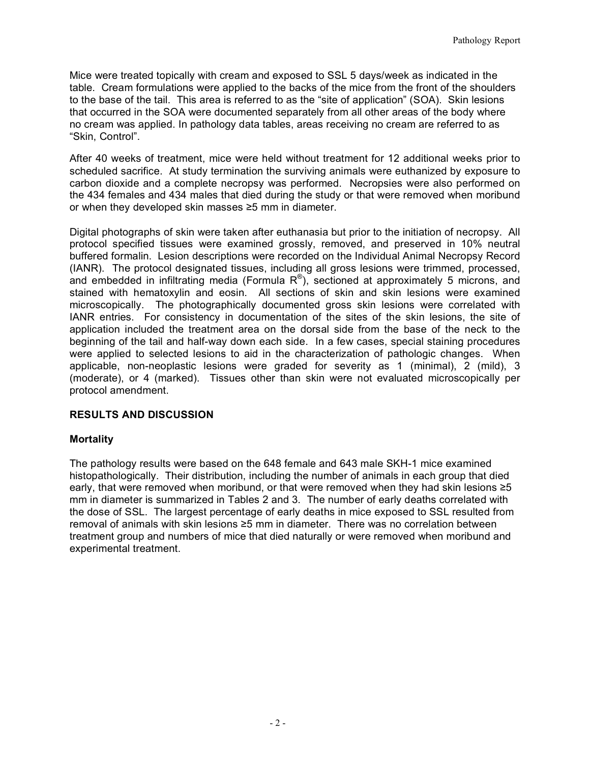Mice were treated topically with cream and exposed to SSL 5 days/week as indicated in the table. Cream formulations were applied to the backs of the mice from the front of the shoulders to the base of the tail. This area is referred to as the "site of application" (SOA). Skin lesions that occurred in the SOA were documented separately from all other areas of the body where no cream was applied. In pathology data tables, areas receiving no cream are referred to as "Skin, Control".

After 40 weeks of treatment, mice were held without treatment for 12 additional weeks prior to scheduled sacrifice. At study termination the surviving animals were euthanized by exposure to carbon dioxide and a complete necropsy was performed. Necropsies were also performed on the 434 females and 434 males that died during the study or that were removed when moribund or when they developed skin masses ≥5 mm in diameter.

Digital photographs of skin were taken after euthanasia but prior to the initiation of necropsy. All protocol specified tissues were examined grossly, removed, and preserved in 10% neutral buffered formalin. Lesion descriptions were recorded on the Individual Animal Necropsy Record (IANR). The protocol designated tissues, including all gross lesions were trimmed, processed, and embedded in infiltrating media (Formula R®), sectioned at approximately 5 microns, and stained with hematoxylin and eosin. All sections of skin and skin lesions were examined microscopically. The photographically documented gross skin lesions were correlated with IANR entries. For consistency in documentation of the sites of the skin lesions, the site of application included the treatment area on the dorsal side from the base of the neck to the beginning of the tail and half-way down each side. In a few cases, special staining procedures were applied to selected lesions to aid in the characterization of pathologic changes. When applicable, non-neoplastic lesions were graded for severity as 1 (minimal), 2 (mild), 3 (moderate), or 4 (marked). Tissues other than skin were not evaluated microscopically per protocol amendment.

## RESULTS AND DISCUSSION

### Mortality

The pathology results were based on the 648 female and 643 male SKH-1 mice examined histopathologically. Their distribution, including the number of animals in each group that died early, that were removed when moribund, or that were removed when they had skin lesions ≥5 mm in diameter is summarized in Tables 2 and 3. The number of early deaths correlated with the dose of SSL. The largest percentage of early deaths in mice exposed to SSL resulted from removal of animals with skin lesions ≥5 mm in diameter. There was no correlation between treatment group and numbers of mice that died naturally or were removed when moribund and experimental treatment.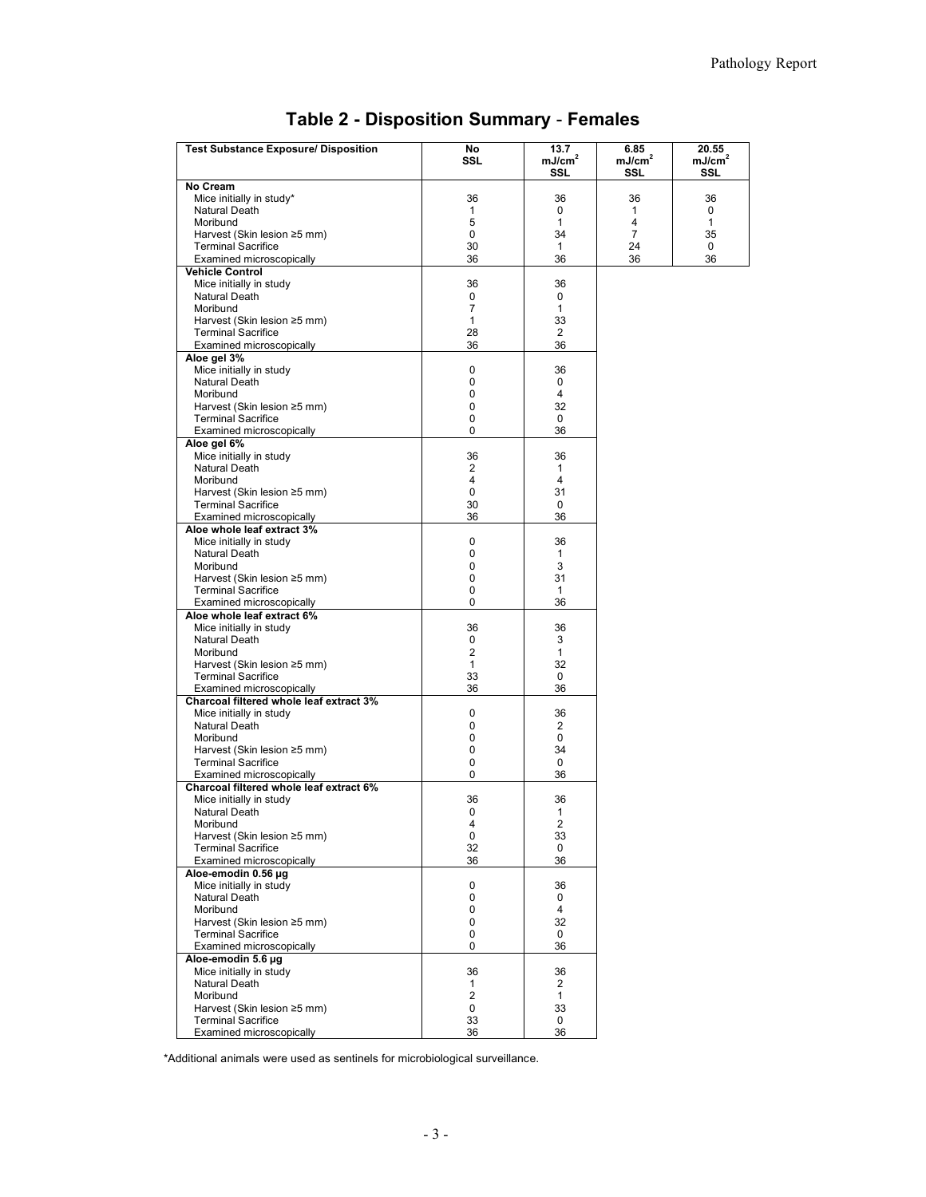# Table 2 - Disposition Summary - Females

| Test Substance Exposure/ Disposition | No SSL | 13.7 $mJ/cm^2$ SSL | 6.85 $mJ/cm^2$ SSL | 20.55 $mJ/cm^2$ SSL |
|---|---|---|---|---|
| **No Cream** | | | | |
| Mice initially in study* | 36 | 36 | 36 | 36 |
| Natural Death | 1 | 0 | 1 | 0 |
| Moribund | 5 | 1 | 4 | 1 |
| Harvest (Skin lesion ≥5 mm) | 0 | 34 | 7 | 35 |
| Terminal Sacrifice | 30 | 1 | 24 | 0 |
| Examined microscopically | 36 | 36 | 36 | 36 |
| **Vehicle Control** | | | | |
| Mice initially in study | 36 | 36 | | |
| Natural Death | 0 | 0 | | |
| Moribund | 7 | 1 | | |
| Harvest (Skin lesion ≥5 mm) | 1 | 33 | | |
| Terminal Sacrifice | 28 | 2 | | |
| Examined microscopically | 36 | 36 | | |
| **Aloe gel 3%** | | | | |
| Mice initially in study | 0 | 36 | | |
| Natural Death | 0 | 0 | | |
| Moribund | 0 | 4 | | |
| Harvest (Skin lesion ≥5 mm) | 0 | 32 | | |
| Terminal Sacrifice | 0 | 0 | | |
| Examined microscopically | 0 | 36 | | |
| **Aloe gel 6%** | | | | |
| Mice initially in study | 36 | 36 | | |
| Natural Death | 2 | 1 | | |
| Moribund | 4 | 4 | | |
| Harvest (Skin lesion ≥5 mm) | 0 | 31 | | |
| Terminal Sacrifice | 30 | 0 | | |
| Examined microscopically | 36 | 36 | | |
| **Aloe whole leaf extract 3%** | | | | |
| Mice initially in study | 0 | 36 | | |
| Natural Death | 0 | 1 | | |
| Moribund | 0 | 3 | | |
| Harvest (Skin lesion ≥5 mm) | 0 | 31 | | |
| Terminal Sacrifice | 0 | 1 | | |
| Examined microscopically | 0 | 36 | | |
| **Aloe whole leaf extract 6%** | | | | |
| Mice initially in study | 36 | 36 | | |
| Natural Death | 0 | 3 | | |
| Moribund | 2 | 1 | | |
| Harvest (Skin lesion ≥5 mm) | 1 | 32 | | |
| Terminal Sacrifice | 33 | 0 | | |
| Examined microscopically | 36 | 36 | | |
| **Charcoal filtered whole leaf extract 3%** | | | | |
| Mice initially in study | 0 | 36 | | |
| Natural Death | 0 | 2 | | |
| Moribund | 0 | 0 | | |
| Harvest (Skin lesion ≥5 mm) | 0 | 34 | | |
| Terminal Sacrifice | 0 | 0 | | |
| Examined microscopically | 0 | 36 | | |
| **Charcoal filtered whole leaf extract 6%** | | | | |
| Mice initially in study | 36 | 36 | | |
| Natural Death | 0 | 1 | | |
| Moribund | 4 | 2 | | |
| Harvest (Skin lesion ≥5 mm) | 0 | 33 | | |
| Terminal Sacrifice | 32 | 0 | | |
| Examined microscopically | 36 | 36 | | |
| **Aloe-emodin 0.56 µg** | | | | |
| Mice initially in study | 0 | 36 | | |
| Natural Death | 0 | 0 | | |
| Moribund | 0 | 4 | | |
| Harvest (Skin lesion ≥5 mm) | 0 | 32 | | |
| Terminal Sacrifice | 0 | 0 | | |
| Examined microscopically | 0 | 36 | | |
| **Aloe-emodin 5.6 µg** | | | | |
| Mice initially in study | 36 | 36 | | |
| Natural Death | 1 | 2 | | |
| Moribund | 2 | 1 | | |
| Harvest (Skin lesion ≥5 mm) | 0 | 33 | | |
| Terminal Sacrifice | 33 | 0 | | |
| Examined microscopically | 36 | 36 | | |

*Additional animals were used as sentinels for microbiological surveillance.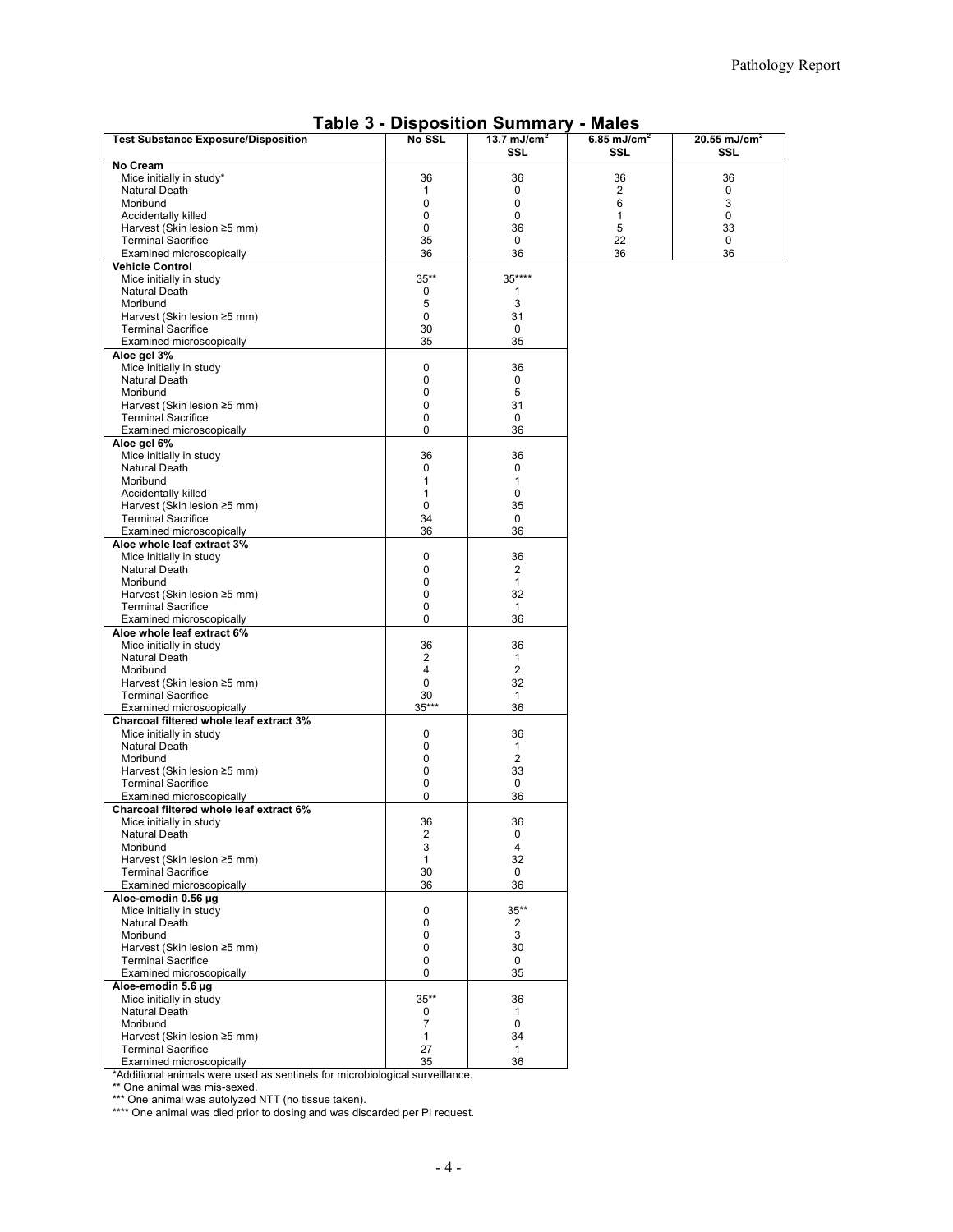## Table 3 - Disposition Summary - Males

| Test Substance Exposure/Disposition | No SSL | 13.7 mJ/cm$^2$ SSL | 6.85 mJ/cm$^2$ SSL | 20.55 mJ/cm$^2$ SSL |
|---|---|---|---|---|
| **No Cream** | | | | |
| Mice initially in study* | 36 | 36 | 36 | 36 |
| Natural Death | 1 | 0 | 2 | 0 |
| Moribund | 0 | 0 | 6 | 3 |
| Accidentally killed | 0 | 0 | 1 | 0 |
| Harvest (Skin lesion ≥5 mm) | 0 | 36 | 5 | 33 |
| Terminal Sacrifice | 35 | 0 | 22 | 0 |
| Examined microscopically | 36 | 36 | 36 | 36 |
| **Vehicle Control** | | | | |
| Mice initially in study | 35** | 35**** | | |
| Natural Death | 0 | 1 | | |
| Moribund | 5 | 3 | | |
| Harvest (Skin lesion ≥5 mm) | 0 | 31 | | |
| Terminal Sacrifice | 30 | 0 | | |
| Examined microscopically | 35 | 35 | | |
| **Aloe gel 3%** | | | | |
| Mice initially in study | 0 | 36 | | |
| Natural Death | 0 | 0 | | |
| Moribund | 0 | 5 | | |
| Harvest (Skin lesion ≥5 mm) | 0 | 31 | | |
| Terminal Sacrifice | 0 | 0 | | |
| Examined microscopically | 0 | 36 | | |
| **Aloe gel 6%** | | | | |
| Mice initially in study | 36 | 36 | | |
| Natural Death | 0 | 0 | | |
| Moribund | 1 | 1 | | |
| Accidentally killed | 1 | 0 | | |
| Harvest (Skin lesion ≥5 mm) | 0 | 35 | | |
| Terminal Sacrifice | 34 | 0 | | |
| Examined microscopically | 36 | 36 | | |
| **Aloe whole leaf extract 3%** | | | | |
| Mice initially in study | 0 | 36 | | |
| Natural Death | 0 | 2 | | |
| Moribund | 0 | 1 | | |
| Harvest (Skin lesion ≥5 mm) | 0 | 32 | | |
| Terminal Sacrifice | 0 | 1 | | |
| Examined microscopically | 0 | 36 | | |
| **Aloe whole leaf extract 6%** | | | | |
| Mice initially in study | 36 | 36 | | |
| Natural Death | 2 | 1 | | |
| Moribund | 4 | 2 | | |
| Harvest (Skin lesion ≥5 mm) | 0 | 32 | | |
| Terminal Sacrifice | 30 | 1 | | |
| Examined microscopically | 35*** | 36 | | |
| **Charcoal filtered whole leaf extract 3%** | | | | |
| Mice initially in study | 0 | 36 | | |
| Natural Death | 0 | 1 | | |
| Moribund | 0 | 2 | | |
| Harvest (Skin lesion ≥5 mm) | 0 | 33 | | |
| Terminal Sacrifice | 0 | 0 | | |
| Examined microscopically | 0 | 36 | | |
| **Charcoal filtered whole leaf extract 6%** | | | | |
| Mice initially in study | 36 | 36 | | |
| Natural Death | 2 | 0 | | |
| Moribund | 3 | 4 | | |
| Harvest (Skin lesion ≥5 mm) | 1 | 32 | | |
| Terminal Sacrifice | 30 | 0 | | |
| Examined microscopically | 36 | 36 | | |
| **Aloe-emodin 0.56 µg** | | | | |
| Mice initially in study | 0 | 35** | | |
| Natural Death | 0 | 2 | | |
| Moribund | 0 | 3 | | |
| Harvest (Skin lesion ≥5 mm) | 0 | 30 | | |
| Terminal Sacrifice | 0 | 0 | | |
| Examined microscopically | 0 | 35 | | |
| **Aloe-emodin 5.6 µg** | | | | |
| Mice initially in study | 35** | 36 | | |
| Natural Death | 0 | 1 | | |
| Moribund | 7 | 0 | | |
| Harvest (Skin lesion ≥5 mm) | 1 | 34 | | |
| Terminal Sacrifice | 27 | 1 | | |
| Examined microscopically | 35 | 36 | | |

*Additional animals were used as sentinels for microbiological surveillance.

** One animal was mis-sexed.

*** One animal was autolyzed NTT (no tissue taken).

**** One animal was died prior to dosing and was discarded per PI request.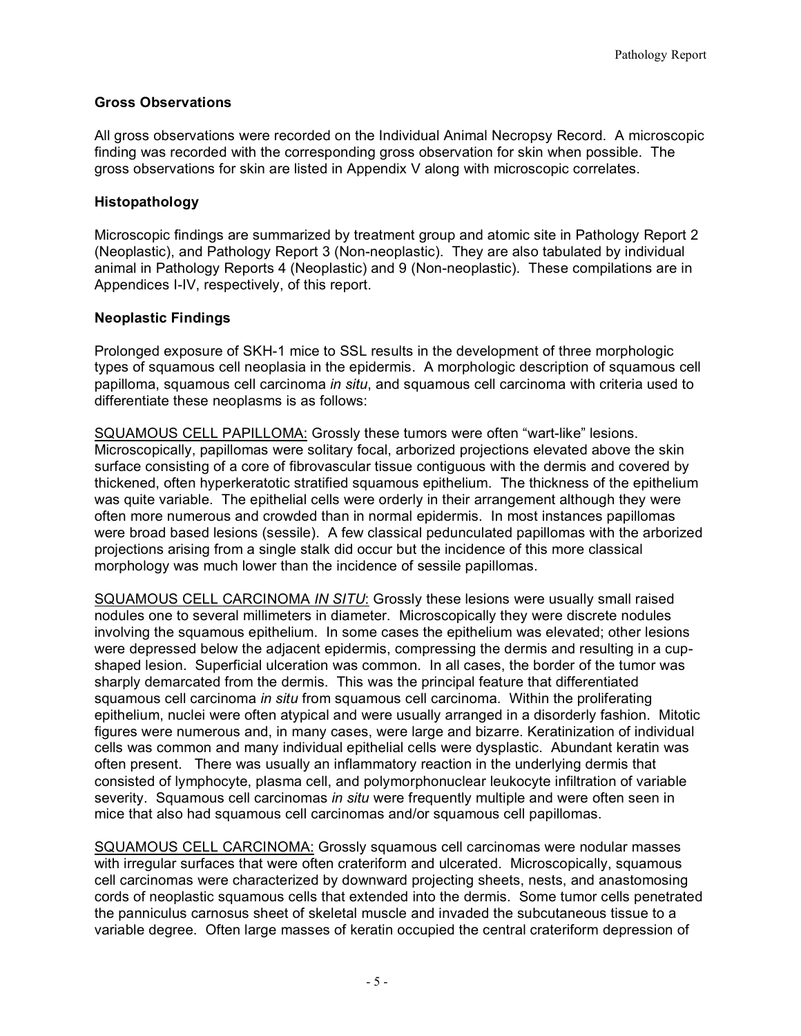### Gross Observations

All gross observations were recorded on the Individual Animal Necropsy Record. A microscopic finding was recorded with the corresponding gross observation for skin when possible. The gross observations for skin are listed in Appendix V along with microscopic correlates.

### Histopathology

Microscopic findings are summarized by treatment group and atomic site in Pathology Report 2 (Neoplastic), and Pathology Report 3 (Non-neoplastic). They are also tabulated by individual animal in Pathology Reports 4 (Neoplastic) and 9 (Non-neoplastic). These compilations are in Appendices I-IV, respectively, of this report.

### Neoplastic Findings

Prolonged exposure of SKH-1 mice to SSL results in the development of three morphologic types of squamous cell neoplasia in the epidermis. A morphologic description of squamous cell papilloma, squamous cell carcinoma *in situ*, and squamous cell carcinoma with criteria used to differentiate these neoplasms is as follows:

<u>SQUAMOUS CELL PAPILLOMA:</u> Grossly these tumors were often "wart-like" lesions. Microscopically, papillomas were solitary focal, arborized projections elevated above the skin surface consisting of a core of fibrovascular tissue contiguous with the dermis and covered by thickened, often hyperkeratotic stratified squamous epithelium. The thickness of the epithelium was quite variable. The epithelial cells were orderly in their arrangement although they were often more numerous and crowded than in normal epidermis. In most instances papillomas were broad based lesions (sessile). A few classical pedunculated papillomas with the arborized projections arising from a single stalk did occur but the incidence of this more classical morphology was much lower than the incidence of sessile papillomas.

<u>SQUAMOUS CELL CARCINOMA *IN SITU*:</u> Grossly these lesions were usually small raised nodules one to several millimeters in diameter. Microscopically they were discrete nodules involving the squamous epithelium. In some cases the epithelium was elevated; other lesions were depressed below the adjacent epidermis, compressing the dermis and resulting in a cup-shaped lesion. Superficial ulceration was common. In all cases, the border of the tumor was sharply demarcated from the dermis. This was the principal feature that differentiated squamous cell carcinoma *in situ* from squamous cell carcinoma. Within the proliferating epithelium, nuclei were often atypical and were usually arranged in a disorderly fashion. Mitotic figures were numerous and, in many cases, were large and bizarre. Keratinization of individual cells was common and many individual epithelial cells were dysplastic. Abundant keratin was often present. There was usually an inflammatory reaction in the underlying dermis that consisted of lymphocyte, plasma cell, and polymorphonuclear leukocyte infiltration of variable severity. Squamous cell carcinomas *in situ* were frequently multiple and were often seen in mice that also had squamous cell carcinomas and/or squamous cell papillomas.

<u>SQUAMOUS CELL CARCINOMA:</u> Grossly squamous cell carcinomas were nodular masses with irregular surfaces that were often crateriform and ulcerated. Microscopically, squamous cell carcinomas were characterized by downward projecting sheets, nests, and anastomosing cords of neoplastic squamous cells that extended into the dermis. Some tumor cells penetrated the panniculus carnosus sheet of skeletal muscle and invaded the subcutaneous tissue to a variable degree. Often large masses of keratin occupied the central crateriform depression of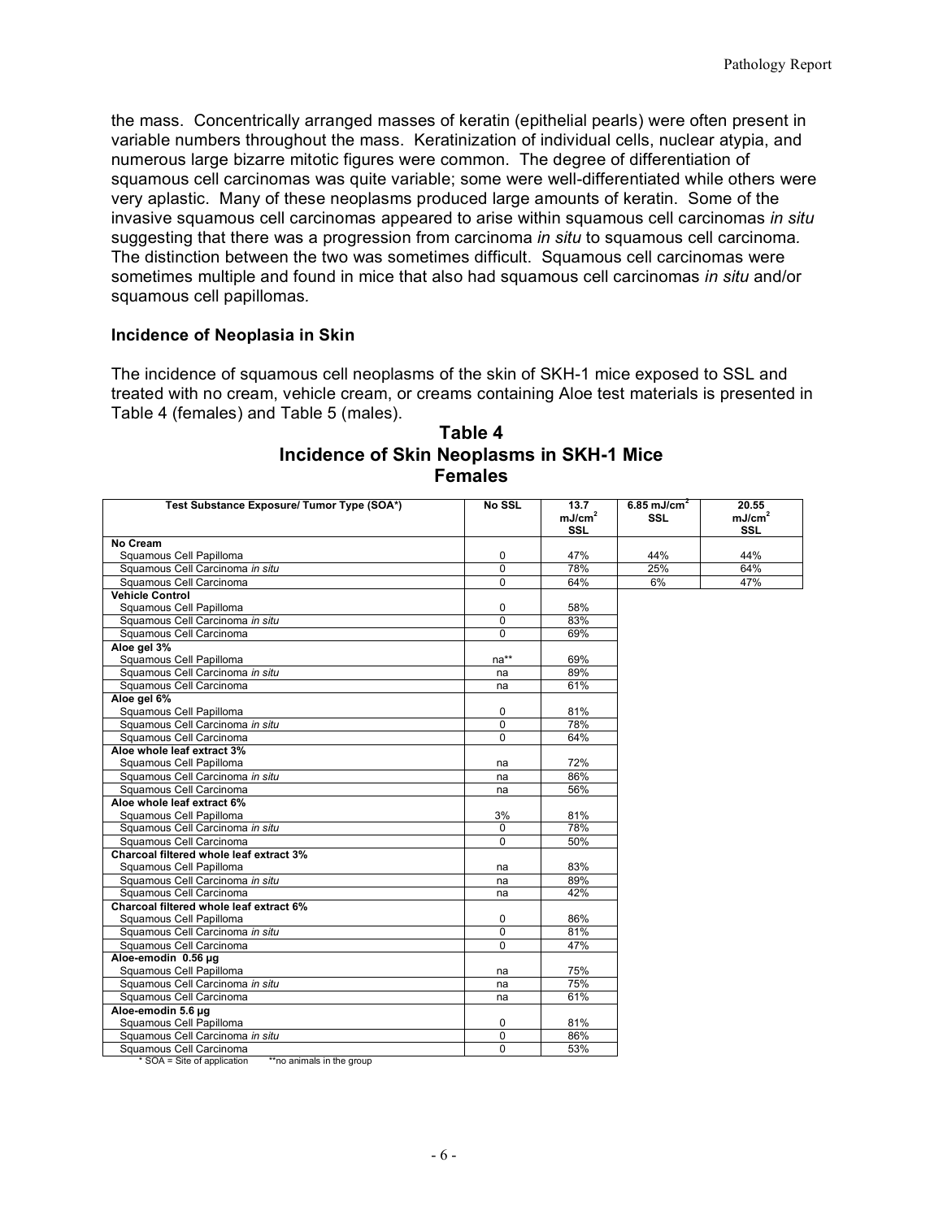the mass. Concentrically arranged masses of keratin (epithelial pearls) were often present in variable numbers throughout the mass. Keratinization of individual cells, nuclear atypia, and numerous large bizarre mitotic figures were common. The degree of differentiation of squamous cell carcinomas was quite variable; some were well-differentiated while others were very aplastic. Many of these neoplasms produced large amounts of keratin. Some of the invasive squamous cell carcinomas appeared to arise within squamous cell carcinomas *in situ* suggesting that there was a progression from carcinoma *in situ* to squamous cell carcinoma. The distinction between the two was sometimes difficult. Squamous cell carcinomas were sometimes multiple and found in mice that also had squamous cell carcinomas *in situ* and/or squamous cell papillomas.

### Incidence of Neoplasia in Skin

The incidence of squamous cell neoplasms of the skin of SKH-1 mice exposed to SSL and treated with no cream, vehicle cream, or creams containing Aloe test materials is presented in Table 4 (females) and Table 5 (males).

**Table 4**
**Incidence of Skin Neoplasms in SKH-1 Mice**
**Females**

| Test Substance Exposure/ Tumor Type (SOA*) | No SSL | 13.7 $mJ/cm^2$ SSL | 6.85 $mJ/cm^2$ SSL | 20.55 $mJ/cm^2$ SSL |
|---|---|---|---|---|
| **No Cream** | | | | |
| Squamous Cell Papilloma | 0 | 47% | 44% | 44% |
| Squamous Cell Carcinoma *in situ* | 0 | 78% | 25% | 64% |
| Squamous Cell Carcinoma | 0 | 64% | 6% | 47% |
| **Vehicle Control** | | | | |
| Squamous Cell Papilloma | 0 | 58% | | |
| Squamous Cell Carcinoma *in situ* | 0 | 83% | | |
| Squamous Cell Carcinoma | 0 | 69% | | |
| **Aloe gel 3%** | | | | |
| Squamous Cell Papilloma | na** | 69% | | |
| Squamous Cell Carcinoma *in situ* | na | 89% | | |
| Squamous Cell Carcinoma | na | 61% | | |
| **Aloe gel 6%** | | | | |
| Squamous Cell Papilloma | 0 | 81% | | |
| Squamous Cell Carcinoma *in situ* | 0 | 78% | | |
| Squamous Cell Carcinoma | 0 | 64% | | |
| **Aloe whole leaf extract 3%** | | | | |
| Squamous Cell Papilloma | na | 72% | | |
| Squamous Cell Carcinoma *in situ* | na | 86% | | |
| Squamous Cell Carcinoma | na | 56% | | |
| **Aloe whole leaf extract 6%** | | | | |
| Squamous Cell Papilloma | 3% | 81% | | |
| Squamous Cell Carcinoma *in situ* | 0 | 78% | | |
| Squamous Cell Carcinoma | 0 | 50% | | |
| **Charcoal filtered whole leaf extract 3%** | | | | |
| Squamous Cell Papilloma | na | 83% | | |
| Squamous Cell Carcinoma *in situ* | na | 89% | | |
| Squamous Cell Carcinoma | na | 42% | | |
| **Charcoal filtered whole leaf extract 6%** | | | | |
| Squamous Cell Papilloma | 0 | 86% | | |
| Squamous Cell Carcinoma *in situ* | 0 | 81% | | |
| Squamous Cell Carcinoma | 0 | 47% | | |
| **Aloe-emodin 0.56 µg** | | | | |
| Squamous Cell Papilloma | na | 75% | | |
| Squamous Cell Carcinoma *in situ* | na | 75% | | |
| Squamous Cell Carcinoma | na | 61% | | |
| **Aloe-emodin 5.6 µg** | | | | |
| Squamous Cell Papilloma | 0 | 81% | | |
| Squamous Cell Carcinoma *in situ* | 0 | 86% | | |
| Squamous Cell Carcinoma | 0 | 53% | | |

\* SOA = Site of application **no animals in the group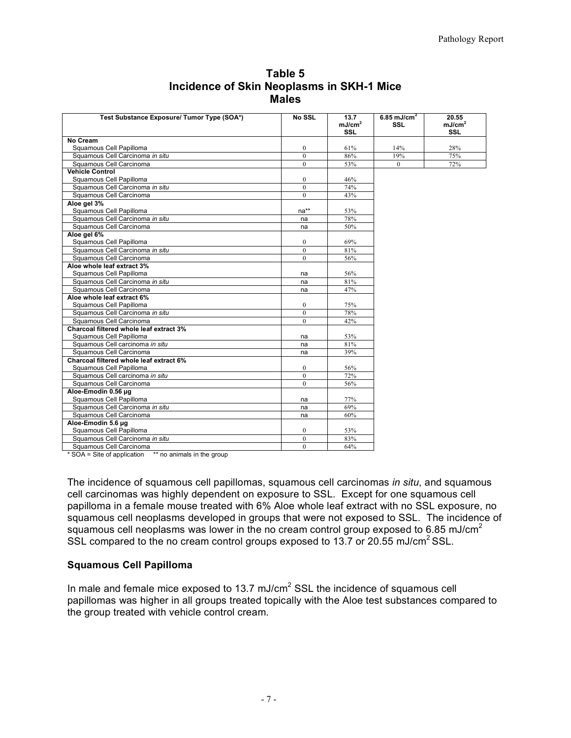## Table 5
## Incidence of Skin Neoplasms in SKH-1 Mice
## Males

| Test Substance Exposure/ Tumor Type (SOA*) | No SSL | 13.7 mJ/cm$^2$ SSL | 6.85 mJ/cm$^2$ SSL | 20.55 mJ/cm$^2$ SSL |
|---|---|---|---|---|
| **No Cream** | | | | |
| Squamous Cell Papilloma | 0 | 61% | 14% | 28% |
| Squamous Cell Carcinoma *in situ* | 0 | 86% | 19% | 75% |
| Squamous Cell Carcinoma | 0 | 53% | 0 | 72% |
| **Vehicle Control** | | | | |
| Squamous Cell Papilloma | 0 | 46% | | |
| Squamous Cell Carcinoma *in situ* | 0 | 74% | | |
| Squamous Cell Carcinoma | 0 | 43% | | |
| **Aloe gel 3%** | | | | |
| Squamous Cell Papilloma | na** | 53% | | |
| Squamous Cell Carcinoma *in situ* | na | 78% | | |
| Squamous Cell Carcinoma | na | 50% | | |
| **Aloe gel 6%** | | | | |
| Squamous Cell Papilloma | 0 | 69% | | |
| Squamous Cell Carcinoma *in situ* | 0 | 81% | | |
| Squamous Cell Carcinoma | 0 | 56% | | |
| **Aloe whole leaf extract 3%** | | | | |
| Squamous Cell Papilloma | na | 56% | | |
| Squamous Cell Carcinoma *in situ* | na | 81% | | |
| Squamous Cell Carcinoma | na | 47% | | |
| **Aloe whole leaf extract 6%** | | | | |
| Squamous Cell Papilloma | 0 | 75% | | |
| Squamous Cell Carcinoma *in situ* | 0 | 78% | | |
| Squamous Cell Carcinoma | 0 | 42% | | |
| **Charcoal filtered whole leaf extract 3%** | | | | |
| Squamous Cell Papilloma | na | 53% | | |
| Squamous Cell carcinoma *in situ* | na | 81% | | |
| Squamous Cell Carcinoma | na | 39% | | |
| **Charcoal filtered whole leaf extract 6%** | | | | |
| Squamous Cell Papilloma | 0 | 56% | | |
| Squamous Cell carcinoma *in situ* | 0 | 72% | | |
| Squamous Cell Carcinoma | 0 | 56% | | |
| **Aloe-Emodin 0.56 µg** | | | | |
| Squamous Cell Papilloma | na | 77% | | |
| Squamous Cell Carcinoma *in situ* | na | 69% | | |
| Squamous Cell Carcinoma | na | 60% | | |
| **Aloe-Emodin 5.6 µg** | | | | |
| Squamous Cell Papilloma | 0 | 53% | | |
| Squamous Cell Carcinoma *in situ* | 0 | 83% | | |
| Squamous Cell Carcinoma | 0 | 64% | | |

* SOA = Site of application    ** no animals in the group

The incidence of squamous cell papillomas, squamous cell carcinomas *in situ*, and squamous cell carcinomas was highly dependent on exposure to SSL. Except for one squamous cell papilloma in a female mouse treated with 6% Aloe whole leaf extract with no SSL exposure, no squamous cell neoplasms developed in groups that were not exposed to SSL. The incidence of squamous cell neoplasms was lower in the no cream control group exposed to 6.85 mJ/cm$^2$ SSL compared to the no cream control groups exposed to 13.7 or 20.55 mJ/cm$^2$ SSL.

### Squamous Cell Papilloma

In male and female mice exposed to 13.7 mJ/cm$^2$ SSL the incidence of squamous cell papillomas was higher in all groups treated topically with the Aloe test substances compared to the group treated with vehicle control cream.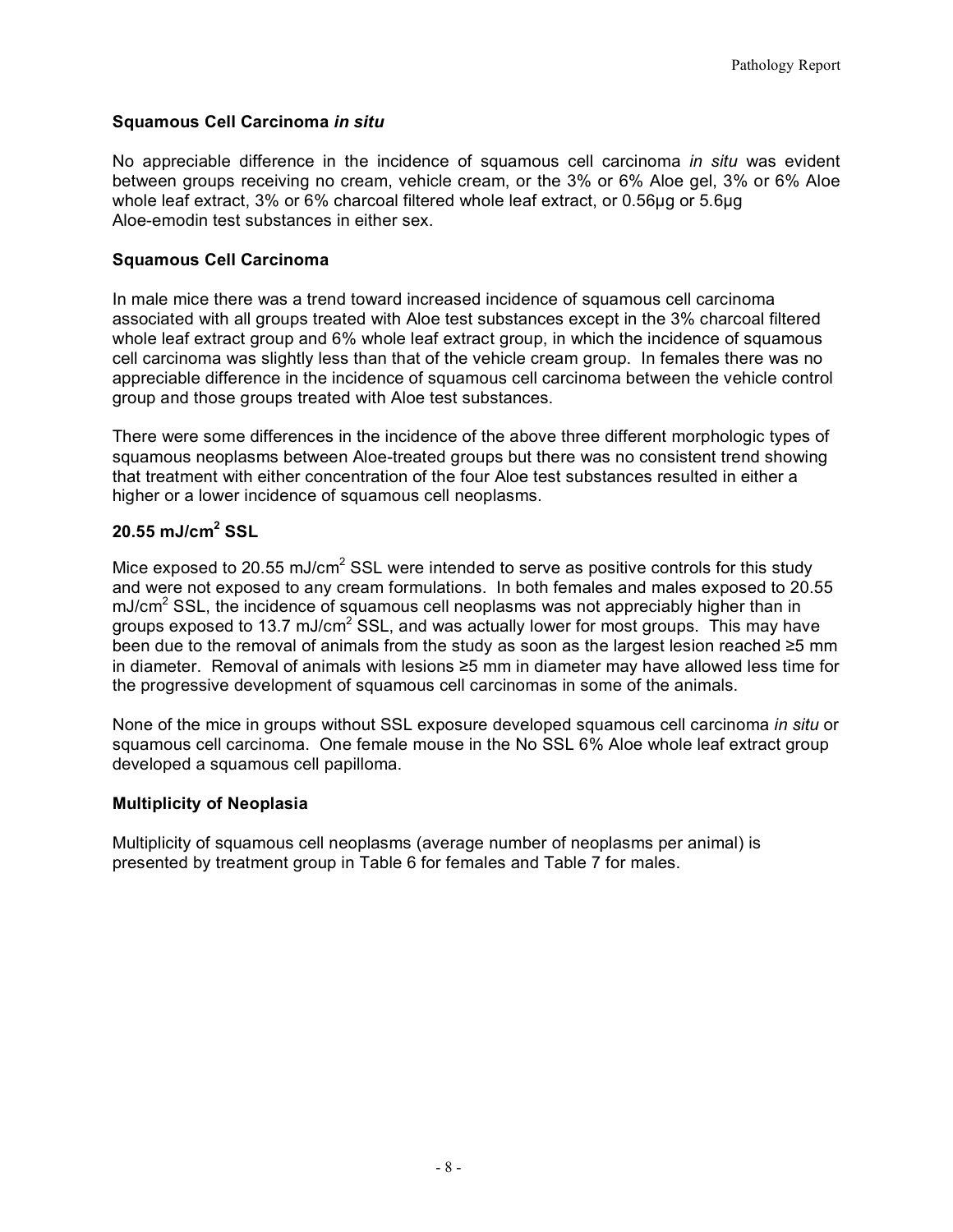### Squamous Cell Carcinoma *in situ*

No appreciable difference in the incidence of squamous cell carcinoma *in situ* was evident between groups receiving no cream, vehicle cream, or the 3% or 6% Aloe gel, 3% or 6% Aloe whole leaf extract, 3% or 6% charcoal filtered whole leaf extract, or 0.56µg or 5.6µg Aloe-emodin test substances in either sex.

### Squamous Cell Carcinoma

In male mice there was a trend toward increased incidence of squamous cell carcinoma associated with all groups treated with Aloe test substances except in the 3% charcoal filtered whole leaf extract group and 6% whole leaf extract group, in which the incidence of squamous cell carcinoma was slightly less than that of the vehicle cream group. In females there was no appreciable difference in the incidence of squamous cell carcinoma between the vehicle control group and those groups treated with Aloe test substances.

There were some differences in the incidence of the above three different morphologic types of squamous neoplasms between Aloe-treated groups but there was no consistent trend showing that treatment with either concentration of the four Aloe test substances resulted in either a higher or a lower incidence of squamous cell neoplasms.

### 20.55 mJ/cm$^2$ SSL

Mice exposed to 20.55 mJ/cm$^2$ SSL were intended to serve as positive controls for this study and were not exposed to any cream formulations. In both females and males exposed to 20.55 mJ/cm$^2$ SSL, the incidence of squamous cell neoplasms was not appreciably higher than in groups exposed to 13.7 mJ/cm$^2$ SSL, and was actually lower for most groups. This may have been due to the removal of animals from the study as soon as the largest lesion reached ≥5 mm in diameter. Removal of animals with lesions ≥5 mm in diameter may have allowed less time for the progressive development of squamous cell carcinomas in some of the animals.

None of the mice in groups without SSL exposure developed squamous cell carcinoma *in situ* or squamous cell carcinoma. One female mouse in the No SSL 6% Aloe whole leaf extract group developed a squamous cell papilloma.

### Multiplicity of Neoplasia

Multiplicity of squamous cell neoplasms (average number of neoplasms per animal) is presented by treatment group in Table 6 for females and Table 7 for males.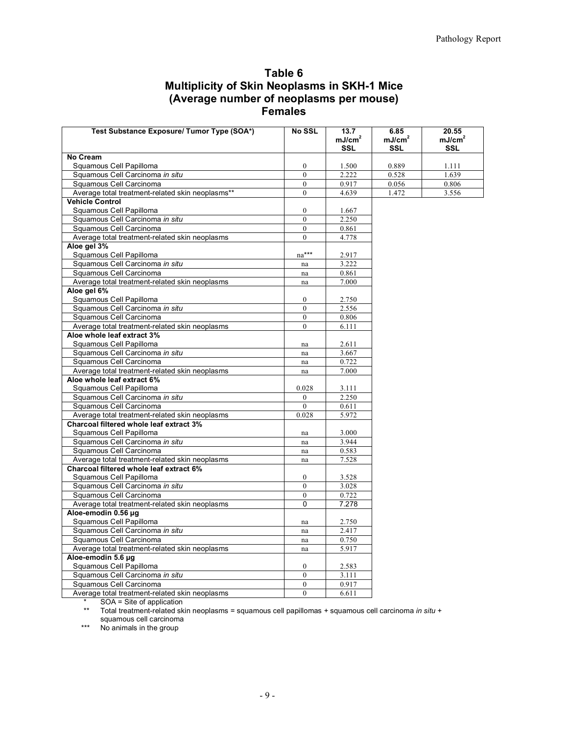# Table 6
## Multiplicity of Skin Neoplasms in SKH-1 Mice
## (Average number of neoplasms per mouse)
## Females

| Test Substance Exposure/ Tumor Type (SOA*) | No SSL | 13.7 mJ/cm$^2$ SSL | 6.85 mJ/cm$^2$ SSL | 20.55 mJ/cm$^2$ SSL |
|---|---|---|---|---|
| **No Cream** | | | | |
| Squamous Cell Papilloma | 0 | 1.500 | 0.889 | 1.111 |
| Squamous Cell Carcinoma *in situ* | 0 | 2.222 | 0.528 | 1.639 |
| Squamous Cell Carcinoma | 0 | 0.917 | 0.056 | 0.806 |
| Average total treatment-related skin neoplasms** | 0 | 4.639 | 1.472 | 3.556 |
| **Vehicle Control** | | | | |
| Squamous Cell Papilloma | 0 | 1.667 | | |
| Squamous Cell Carcinoma *in situ* | 0 | 2.250 | | |
| Squamous Cell Carcinoma | 0 | 0.861 | | |
| Average total treatment-related skin neoplasms | 0 | 4.778 | | |
| **Aloe gel 3%** | | | | |
| Squamous Cell Papilloma | na*** | 2.917 | | |
| Squamous Cell Carcinoma *in situ* | na | 3.222 | | |
| Squamous Cell Carcinoma | na | 0.861 | | |
| Average total treatment-related skin neoplasms | na | 7.000 | | |
| **Aloe gel 6%** | | | | |
| Squamous Cell Papilloma | 0 | 2.750 | | |
| Squamous Cell Carcinoma *in situ* | 0 | 2.556 | | |
| Squamous Cell Carcinoma | 0 | 0.806 | | |
| Average total treatment-related skin neoplasms | 0 | 6.111 | | |
| **Aloe whole leaf extract 3%** | | | | |
| Squamous Cell Papilloma | na | 2.611 | | |
| Squamous Cell Carcinoma *in situ* | na | 3.667 | | |
| Squamous Cell Carcinoma | na | 0.722 | | |
| Average total treatment-related skin neoplasms | na | 7.000 | | |
| **Aloe whole leaf extract 6%** | | | | |
| Squamous Cell Papilloma | 0.028 | 3.111 | | |
| Squamous Cell Carcinoma *in situ* | 0 | 2.250 | | |
| Squamous Cell Carcinoma | 0 | 0.611 | | |
| Average total treatment-related skin neoplasms | 0.028 | 5.972 | | |
| **Charcoal filtered whole leaf extract 3%** | | | | |
| Squamous Cell Papilloma | na | 3.000 | | |
| Squamous Cell Carcinoma *in situ* | na | 3.944 | | |
| Squamous Cell Carcinoma | na | 0.583 | | |
| Average total treatment-related skin neoplasms | na | 7.528 | | |
| **Charcoal filtered whole leaf extract 6%** | | | | |
| Squamous Cell Papilloma | 0 | 3.528 | | |
| Squamous Cell Carcinoma *in situ* | 0 | 3.028 | | |
| Squamous Cell Carcinoma | 0 | 0.722 | | |
| Average total treatment-related skin neoplasms | 0 | 7.278 | | |
| **Aloe-emodin 0.56 µg** | | | | |
| Squamous Cell Papilloma | na | 2.750 | | |
| Squamous Cell Carcinoma *in situ* | na | 2.417 | | |
| Squamous Cell Carcinoma | na | 0.750 | | |
| Average total treatment-related skin neoplasms | na | 5.917 | | |
| **Aloe-emodin 5.6 µg** | | | | |
| Squamous Cell Papilloma | 0 | 2.583 | | |
| Squamous Cell Carcinoma *in situ* | 0 | 3.111 | | |
| Squamous Cell Carcinoma | 0 | 0.917 | | |
| Average total treatment-related skin neoplasms | 0 | 6.611 | | |

\* SOA = Site of application

\*\* Total treatment-related skin neoplasms = squamous cell papillomas + squamous cell carcinoma *in situ* + squamous cell carcinoma

\*\*\* No animals in the group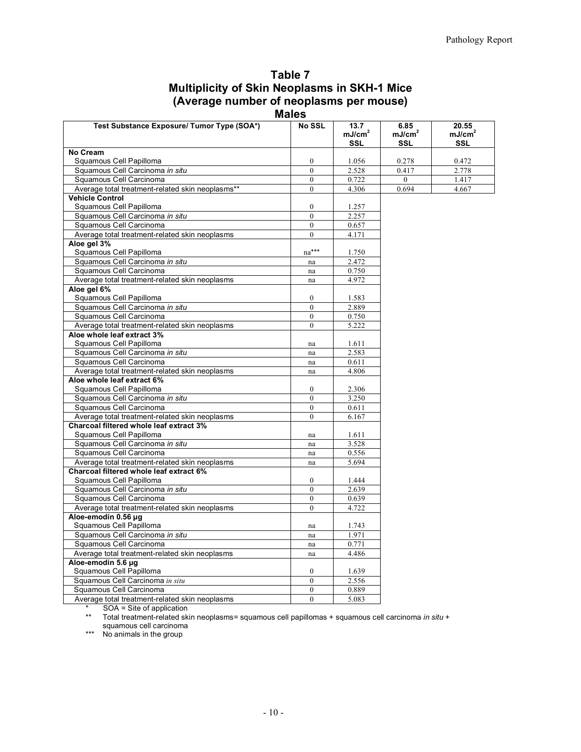## Table 7
## Multiplicity of Skin Neoplasms in SKH-1 Mice
## (Average number of neoplasms per mouse)
## Males

| Test Substance Exposure/ Tumor Type (SOA*) | No SSL | 13.7 mJ/cm² SSL | 6.85 mJ/cm² SSL | 20.55 mJ/cm² SSL |
|---|---|---|---|---|
| **No Cream** | | | | |
| Squamous Cell Papilloma | 0 | 1.056 | 0.278 | 0.472 |
| Squamous Cell Carcinoma *in situ* | 0 | 2.528 | 0.417 | 2.778 |
| Squamous Cell Carcinoma | 0 | 0.722 | 0 | 1.417 |
| Average total treatment-related skin neoplasms** | 0 | 4.306 | 0.694 | 4.667 |
| **Vehicle Control** | | | | |
| Squamous Cell Papilloma | 0 | 1.257 | | |
| Squamous Cell Carcinoma *in situ* | 0 | 2.257 | | |
| Squamous Cell Carcinoma | 0 | 0.657 | | |
| Average total treatment-related skin neoplasms | 0 | 4.171 | | |
| **Aloe gel 3%** | | | | |
| Squamous Cell Papilloma | na*** | 1.750 | | |
| Squamous Cell Carcinoma *in situ* | na | 2.472 | | |
| Squamous Cell Carcinoma | na | 0.750 | | |
| Average total treatment-related skin neoplasms | na | 4.972 | | |
| **Aloe gel 6%** | | | | |
| Squamous Cell Papilloma | 0 | 1.583 | | |
| Squamous Cell Carcinoma *in situ* | 0 | 2.889 | | |
| Squamous Cell Carcinoma | 0 | 0.750 | | |
| Average total treatment-related skin neoplasms | 0 | 5.222 | | |
| **Aloe whole leaf extract 3%** | | | | |
| Squamous Cell Papilloma | na | 1.611 | | |
| Squamous Cell Carcinoma *in situ* | na | 2.583 | | |
| Squamous Cell Carcinoma | na | 0.611 | | |
| Average total treatment-related skin neoplasms | na | 4.806 | | |
| **Aloe whole leaf extract 6%** | | | | |
| Squamous Cell Papilloma | 0 | 2.306 | | |
| Squamous Cell Carcinoma *in situ* | 0 | 3.250 | | |
| Squamous Cell Carcinoma | 0 | 0.611 | | |
| Average total treatment-related skin neoplasms | 0 | 6.167 | | |
| **Charcoal filtered whole leaf extract 3%** | | | | |
| Squamous Cell Papilloma | na | 1.611 | | |
| Squamous Cell Carcinoma *in situ* | na | 3.528 | | |
| Squamous Cell Carcinoma | na | 0.556 | | |
| Average total treatment-related skin neoplasms | na | 5.694 | | |
| **Charcoal filtered whole leaf extract 6%** | | | | |
| Squamous Cell Papilloma | 0 | 1.444 | | |
| Squamous Cell Carcinoma *in situ* | 0 | 2.639 | | |
| Squamous Cell Carcinoma | 0 | 0.639 | | |
| Average total treatment-related skin neoplasms | 0 | 4.722 | | |
| **Aloe-emodin 0.56 µg** | | | | |
| Squamous Cell Papilloma | na | 1.743 | | |
| Squamous Cell Carcinoma *in situ* | na | 1.971 | | |
| Squamous Cell Carcinoma | na | 0.771 | | |
| Average total treatment-related skin neoplasms | na | 4.486 | | |
| **Aloe-emodin 5.6 µg** | | | | |
| Squamous Cell Papilloma | 0 | 1.639 | | |
| Squamous Cell Carcinoma *in situ* | 0 | 2.556 | | |
| Squamous Cell Carcinoma | 0 | 0.889 | | |
| Average total treatment-related skin neoplasms | 0 | 5.083 | | |

\* SOA = Site of application

** Total treatment-related skin neoplasms= squamous cell papillomas + squamous cell carcinoma *in situ* + squamous cell carcinoma

*** No animals in the group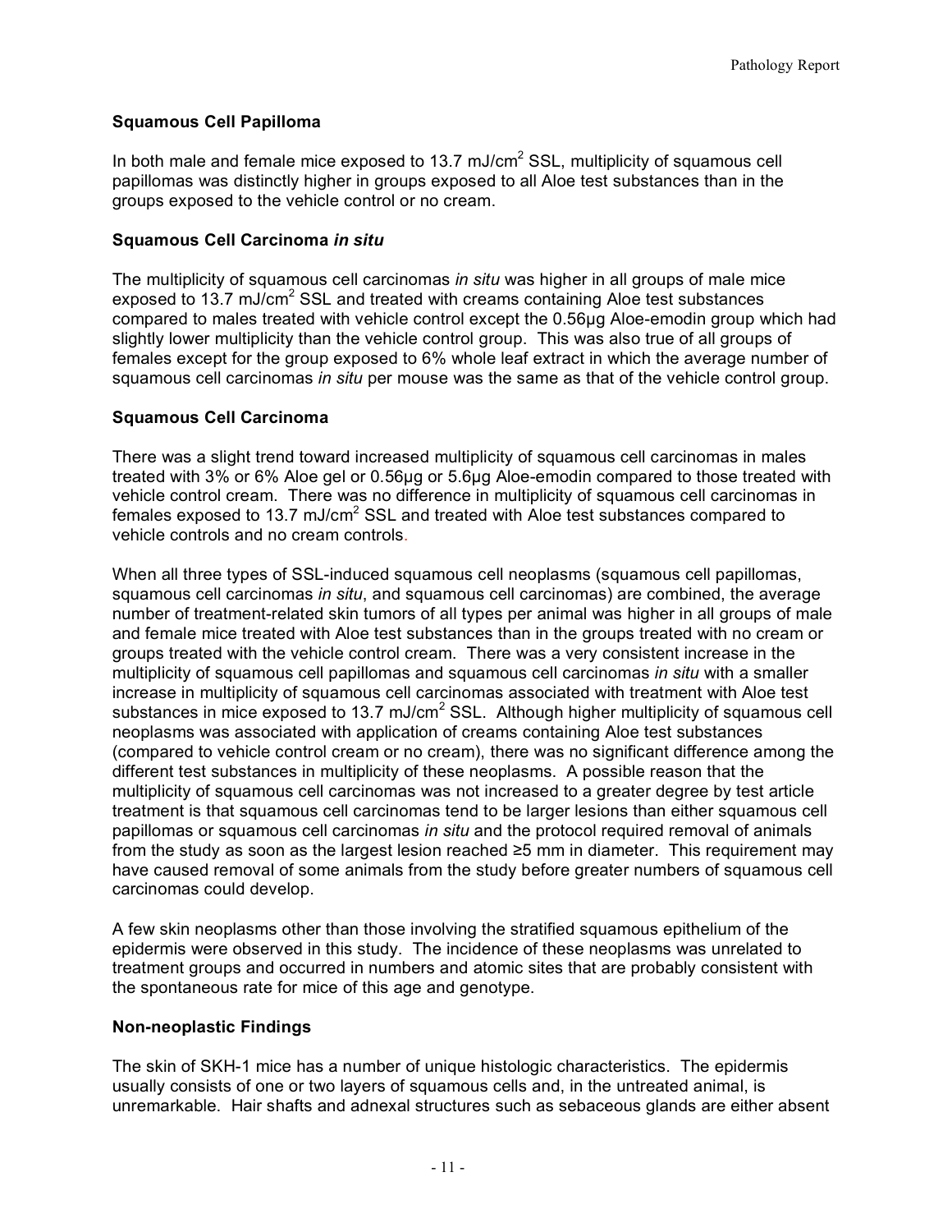### Squamous Cell Papilloma

In both male and female mice exposed to 13.7 mJ/cm$^2$ SSL, multiplicity of squamous cell papillomas was distinctly higher in groups exposed to all Aloe test substances than in the groups exposed to the vehicle control or no cream.

### Squamous Cell Carcinoma *in situ*

The multiplicity of squamous cell carcinomas *in situ* was higher in all groups of male mice exposed to 13.7 mJ/cm$^2$ SSL and treated with creams containing Aloe test substances compared to males treated with vehicle control except the 0.56µg Aloe-emodin group which had slightly lower multiplicity than the vehicle control group. This was also true of all groups of females except for the group exposed to 6% whole leaf extract in which the average number of squamous cell carcinomas *in situ* per mouse was the same as that of the vehicle control group.

### Squamous Cell Carcinoma

There was a slight trend toward increased multiplicity of squamous cell carcinomas in males treated with 3% or 6% Aloe gel or 0.56µg or 5.6µg Aloe-emodin compared to those treated with vehicle control cream. There was no difference in multiplicity of squamous cell carcinomas in females exposed to 13.7 mJ/cm$^2$ SSL and treated with Aloe test substances compared to vehicle controls and no cream controls.

When all three types of SSL-induced squamous cell neoplasms (squamous cell papillomas, squamous cell carcinomas *in situ*, and squamous cell carcinomas) are combined, the average number of treatment-related skin tumors of all types per animal was higher in all groups of male and female mice treated with Aloe test substances than in the groups treated with no cream or groups treated with the vehicle control cream. There was a very consistent increase in the multiplicity of squamous cell papillomas and squamous cell carcinomas *in situ* with a smaller increase in multiplicity of squamous cell carcinomas associated with treatment with Aloe test substances in mice exposed to 13.7 mJ/cm$^2$ SSL. Although higher multiplicity of squamous cell neoplasms was associated with application of creams containing Aloe test substances (compared to vehicle control cream or no cream), there was no significant difference among the different test substances in multiplicity of these neoplasms. A possible reason that the multiplicity of squamous cell carcinomas was not increased to a greater degree by test article treatment is that squamous cell carcinomas tend to be larger lesions than either squamous cell papillomas or squamous cell carcinomas *in situ* and the protocol required removal of animals from the study as soon as the largest lesion reached ≥5 mm in diameter. This requirement may have caused removal of some animals from the study before greater numbers of squamous cell carcinomas could develop.

A few skin neoplasms other than those involving the stratified squamous epithelium of the epidermis were observed in this study. The incidence of these neoplasms was unrelated to treatment groups and occurred in numbers and atomic sites that are probably consistent with the spontaneous rate for mice of this age and genotype.

### Non-neoplastic Findings

The skin of SKH-1 mice has a number of unique histologic characteristics. The epidermis usually consists of one or two layers of squamous cells and, in the untreated animal, is unremarkable. Hair shafts and adnexal structures such as sebaceous glands are either absent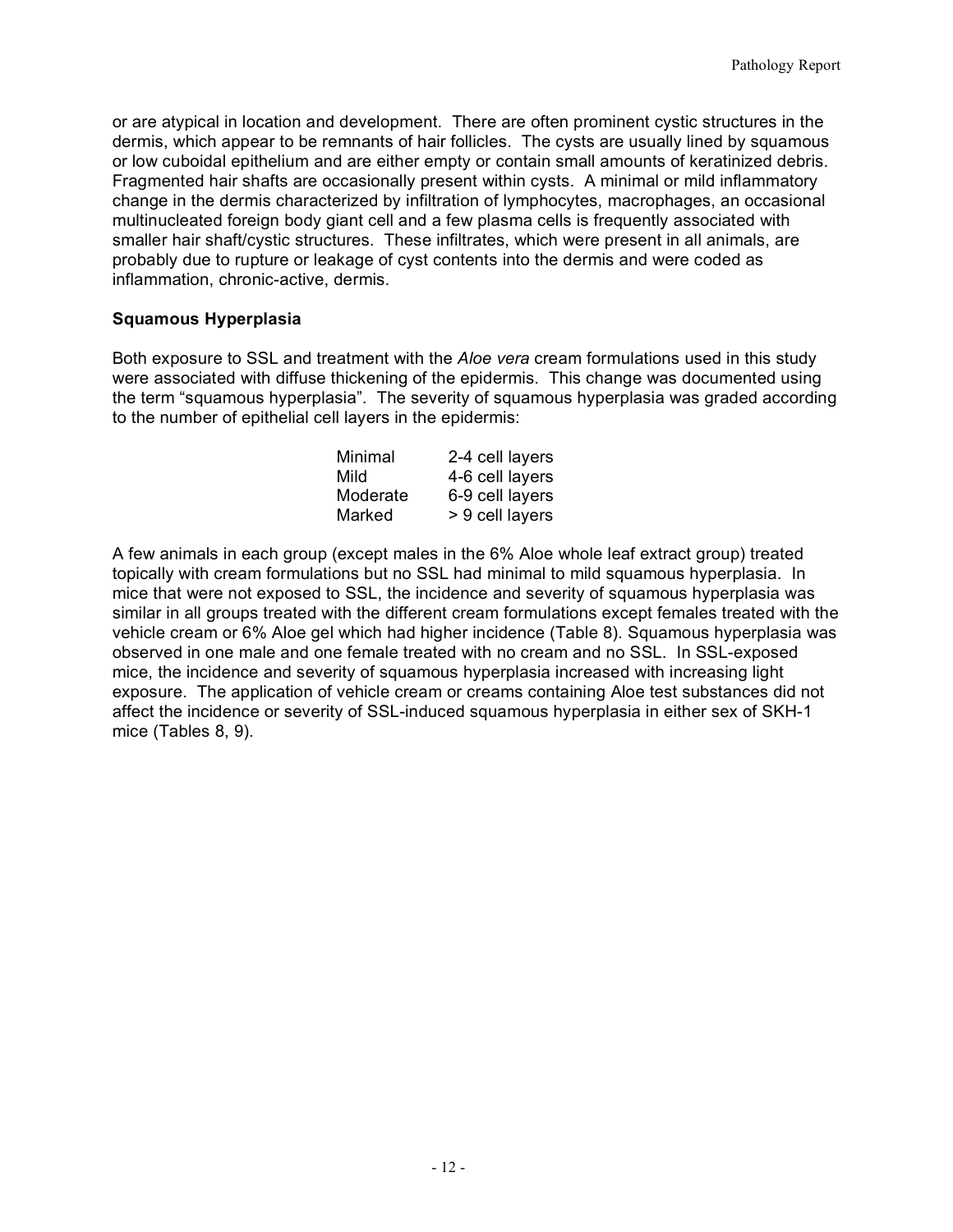or are atypical in location and development. There are often prominent cystic structures in the dermis, which appear to be remnants of hair follicles. The cysts are usually lined by squamous or low cuboidal epithelium and are either empty or contain small amounts of keratinized debris. Fragmented hair shafts are occasionally present within cysts. A minimal or mild inflammatory change in the dermis characterized by infiltration of lymphocytes, macrophages, an occasional multinucleated foreign body giant cell and a few plasma cells is frequently associated with smaller hair shaft/cystic structures. These infiltrates, which were present in all animals, are probably due to rupture or leakage of cyst contents into the dermis and were coded as inflammation, chronic-active, dermis.

### Squamous Hyperplasia

Both exposure to SSL and treatment with the *Aloe vera* cream formulations used in this study were associated with diffuse thickening of the epidermis. This change was documented using the term "squamous hyperplasia". The severity of squamous hyperplasia was graded according to the number of epithelial cell layers in the epidermis:

| | |
|---|---|
| Minimal | 2-4 cell layers |
| Mild | 4-6 cell layers |
| Moderate | 6-9 cell layers |
| Marked | > 9 cell layers |

A few animals in each group (except males in the 6% Aloe whole leaf extract group) treated topically with cream formulations but no SSL had minimal to mild squamous hyperplasia. In mice that were not exposed to SSL, the incidence and severity of squamous hyperplasia was similar in all groups treated with the different cream formulations except females treated with the vehicle cream or 6% Aloe gel which had higher incidence (Table 8). Squamous hyperplasia was observed in one male and one female treated with no cream and no SSL. In SSL-exposed mice, the incidence and severity of squamous hyperplasia increased with increasing light exposure. The application of vehicle cream or creams containing Aloe test substances did not affect the incidence or severity of SSL-induced squamous hyperplasia in either sex of SKH-1 mice (Tables 8, 9).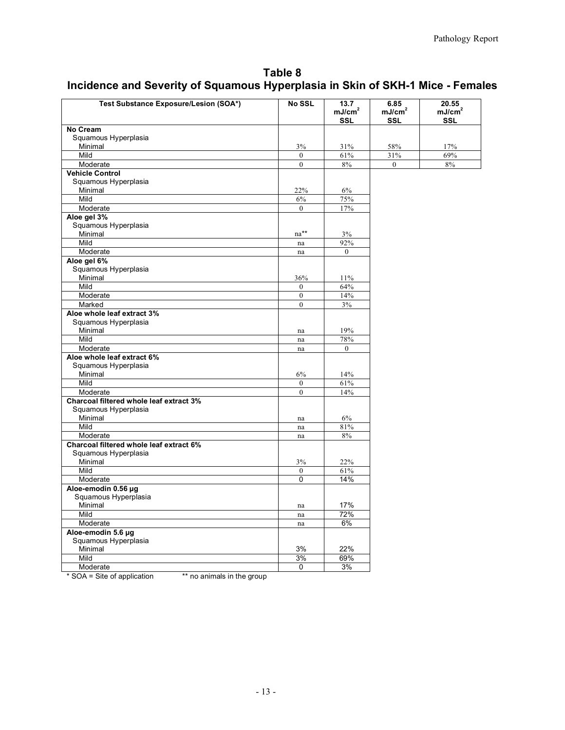## Table 8
## Incidence and Severity of Squamous Hyperplasia in Skin of SKH-1 Mice - Females

| Test Substance Exposure/Lesion (SOA*) | No SSL | 13.7 mJ/cm² SSL | 6.85 mJ/cm² SSL | 20.55 mJ/cm² SSL |
|---|---|---|---|---|
| **No Cream** | | | | |
| Squamous Hyperplasia | | | | |
| Minimal | 3% | 31% | 58% | 17% |
| Mild | 0 | 61% | 31% | 69% |
| Moderate | 0 | 8% | 0 | 8% |
| **Vehicle Control** | | | | |
| Squamous Hyperplasia | | | | |
| Minimal | 22% | 6% | | |
| Mild | 6% | 75% | | |
| Moderate | 0 | 17% | | |
| **Aloe gel 3%** | | | | |
| Squamous Hyperplasia | | | | |
| Minimal | na** | 3% | | |
| Mild | na | 92% | | |
| Moderate | na | 0 | | |
| **Aloe gel 6%** | | | | |
| Squamous Hyperplasia | | | | |
| Minimal | 36% | 11% | | |
| Mild | 0 | 64% | | |
| Moderate | 0 | 14% | | |
| Marked | 0 | 3% | | |
| **Aloe whole leaf extract 3%** | | | | |
| Squamous Hyperplasia | | | | |
| Minimal | na | 19% | | |
| Mild | na | 78% | | |
| Moderate | na | 0 | | |
| **Aloe whole leaf extract 6%** | | | | |
| Squamous Hyperplasia | | | | |
| Minimal | 6% | 14% | | |
| Mild | 0 | 61% | | |
| Moderate | 0 | 14% | | |
| **Charcoal filtered whole leaf extract 3%** | | | | |
| Squamous Hyperplasia | | | | |
| Minimal | na | 6% | | |
| Mild | na | 81% | | |
| Moderate | na | 8% | | |
| **Charcoal filtered whole leaf extract 6%** | | | | |
| Squamous Hyperplasia | | | | |
| Minimal | 3% | 22% | | |
| Mild | 0 | 61% | | |
| Moderate | 0 | 14% | | |
| **Aloe-emodin 0.56 µg** | | | | |
| Squamous Hyperplasia | | | | |
| Minimal | na | 17% | | |
| Mild | na | 72% | | |
| Moderate | na | 6% | | |
| **Aloe-emodin 5.6 µg** | | | | |
| Squamous Hyperplasia | | | | |
| Minimal | 3% | 22% | | |
| Mild | 3% | 69% | | |
| Moderate | 0 | 3% | | |

* SOA = Site of application ** no animals in the group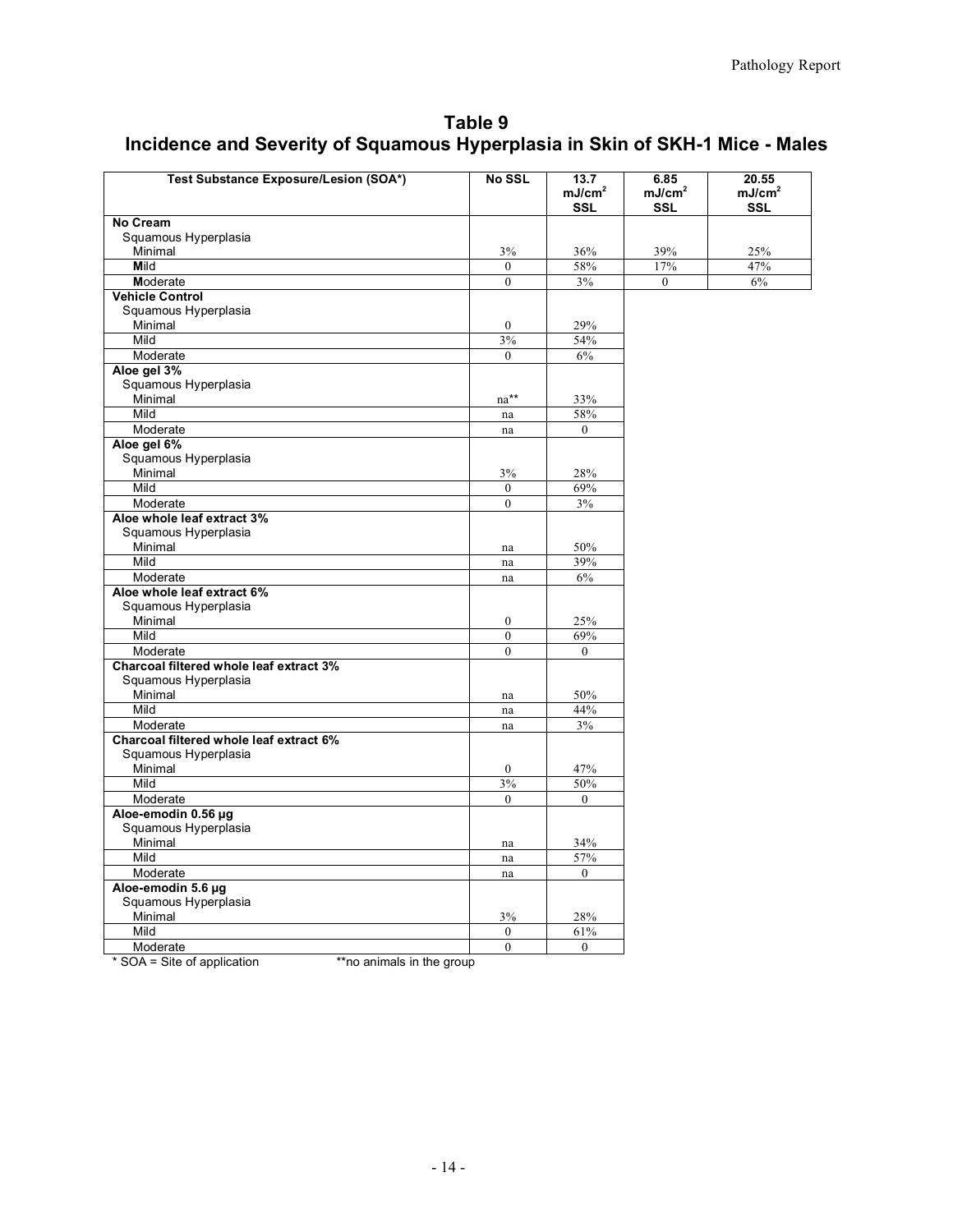## Table 9
## Incidence and Severity of Squamous Hyperplasia in Skin of SKH-1 Mice - Males

| Test Substance Exposure/Lesion (SOA*) | No SSL | 13.7 $mJ/cm^2$ SSL | 6.85 $mJ/cm^2$ SSL | 20.55 $mJ/cm^2$ SSL |
|---|---|---|---|---|
| **No Cream** | | | | |
| Squamous Hyperplasia | | | | |
| Minimal | 3% | 36% | 39% | 25% |
| **M**ild | 0 | 58% | 17% | 47% |
| **M**oderate | 0 | 3% | 0 | 6% |
| **Vehicle Control** | | | | |
| Squamous Hyperplasia | | | | |
| Minimal | 0 | 29% | | |
| Mild | 3% | 54% | | |
| Moderate | 0 | 6% | | |
| **Aloe gel 3%** | | | | |
| Squamous Hyperplasia | | | | |
| Minimal | na** | 33% | | |
| Mild | na | 58% | | |
| Moderate | na | 0 | | |
| **Aloe gel 6%** | | | | |
| Squamous Hyperplasia | | | | |
| Minimal | 3% | 28% | | |
| Mild | 0 | 69% | | |
| Moderate | 0 | 3% | | |
| **Aloe whole leaf extract 3%** | | | | |
| Squamous Hyperplasia | | | | |
| Minimal | na | 50% | | |
| Mild | na | 39% | | |
| Moderate | na | 6% | | |
| **Aloe whole leaf extract 6%** | | | | |
| Squamous Hyperplasia | | | | |
| Minimal | 0 | 25% | | |
| Mild | 0 | 69% | | |
| Moderate | 0 | 0 | | |
| **Charcoal filtered whole leaf extract 3%** | | | | |
| Squamous Hyperplasia | | | | |
| Minimal | na | 50% | | |
| Mild | na | 44% | | |
| Moderate | na | 3% | | |
| **Charcoal filtered whole leaf extract 6%** | | | | |
| Squamous Hyperplasia | | | | |
| Minimal | 0 | 47% | | |
| Mild | 3% | 50% | | |
| Moderate | 0 | 0 | | |
| **Aloe-emodin 0.56 µg** | | | | |
| Squamous Hyperplasia | | | | |
| Minimal | na | 34% | | |
| Mild | na | 57% | | |
| Moderate | na | 0 | | |
| **Aloe-emodin 5.6 µg** | | | | |
| Squamous Hyperplasia | | | | |
| Minimal | 3% | 28% | | |
| Mild | 0 | 61% | | |
| Moderate | 0 | 0 | | |

\* SOA = Site of application  **no animals in the group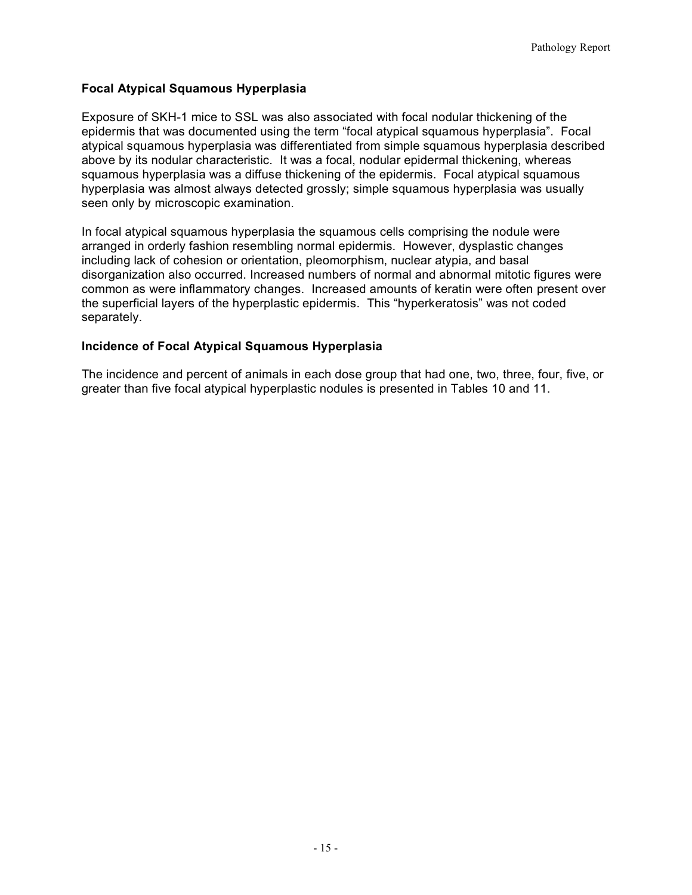### Focal Atypical Squamous Hyperplasia

Exposure of SKH-1 mice to SSL was also associated with focal nodular thickening of the epidermis that was documented using the term "focal atypical squamous hyperplasia". Focal atypical squamous hyperplasia was differentiated from simple squamous hyperplasia described above by its nodular characteristic. It was a focal, nodular epidermal thickening, whereas squamous hyperplasia was a diffuse thickening of the epidermis. Focal atypical squamous hyperplasia was almost always detected grossly; simple squamous hyperplasia was usually seen only by microscopic examination.

In focal atypical squamous hyperplasia the squamous cells comprising the nodule were arranged in orderly fashion resembling normal epidermis. However, dysplastic changes including lack of cohesion or orientation, pleomorphism, nuclear atypia, and basal disorganization also occurred. Increased numbers of normal and abnormal mitotic figures were common as were inflammatory changes. Increased amounts of keratin were often present over the superficial layers of the hyperplastic epidermis. This "hyperkeratosis" was not coded separately.

### Incidence of Focal Atypical Squamous Hyperplasia

The incidence and percent of animals in each dose group that had one, two, three, four, five, or greater than five focal atypical hyperplastic nodules is presented in Tables 10 and 11.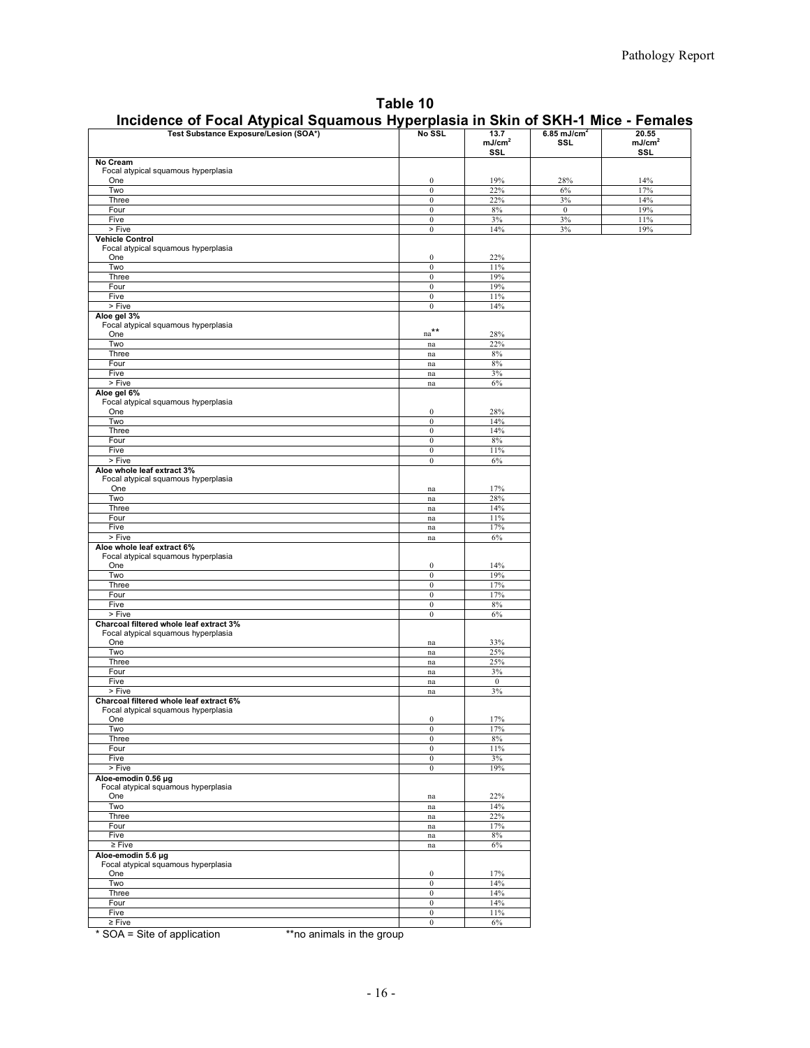## Table 10

## Incidence of Focal Atypical Squamous Hyperplasia in Skin of SKH-1 Mice - Females

| Test Substance Exposure/Lesion (SOA*) | No SSL | 13.7 mJ/cm$^2$ SSL | 6.85 mJ/cm$^2$ SSL | 20.55 mJ/cm$^2$ SSL |
|---|---|---|---|---|
| **No Cream** | | | | |
| Focal atypical squamous hyperplasia | | | | |
| One | 0 | 19% | 28% | 14% |
| Two | 0 | 22% | 6% | 17% |
| Three | 0 | 22% | 3% | 14% |
| Four | 0 | 8% | 0 | 19% |
| Five | 0 | 3% | 3% | 11% |
| > Five | 0 | 14% | 3% | 19% |
| **Vehicle Control** | | | | |
| Focal atypical squamous hyperplasia | | | | |
| One | 0 | 22% | | |
| Two | 0 | 11% | | |
| Three | 0 | 19% | | |
| Four | 0 | 19% | | |
| Five | 0 | 11% | | |
| > Five | 0 | 14% | | |
| **Aloe gel 3%** | | | | |
| Focal atypical squamous hyperplasia | | | | |
| One | na** | 28% | | |
| Two | na | 22% | | |
| Three | na | 8% | | |
| Four | na | 8% | | |
| Five | na | 3% | | |
| > Five | na | 6% | | |
| **Aloe gel 6%** | | | | |
| Focal atypical squamous hyperplasia | | | | |
| One | 0 | 28% | | |
| Two | 0 | 14% | | |
| Three | 0 | 14% | | |
| Four | 0 | 8% | | |
| Five | 0 | 11% | | |
| > Five | 0 | 6% | | |
| **Aloe whole leaf extract 3%** | | | | |
| Focal atypical squamous hyperplasia | | | | |
| One | na | 17% | | |
| Two | na | 28% | | |
| Three | na | 14% | | |
| Four | na | 11% | | |
| Five | na | 17% | | |
| > Five | na | 6% | | |
| **Aloe whole leaf extract 6%** | | | | |
| Focal atypical squamous hyperplasia | | | | |
| One | 0 | 14% | | |
| Two | 0 | 19% | | |
| Three | 0 | 17% | | |
| Four | 0 | 17% | | |
| Five | 0 | 8% | | |
| > Five | 0 | 6% | | |
| **Charcoal filtered whole leaf extract 3%** | | | | |
| Focal atypical squamous hyperplasia | | | | |
| One | na | 33% | | |
| Two | na | 25% | | |
| Three | na | 25% | | |
| Four | na | 3% | | |
| Five | na | 0 | | |
| > Five | na | 3% | | |
| **Charcoal filtered whole leaf extract 6%** | | | | |
| Focal atypical squamous hyperplasia | | | | |
| One | 0 | 17% | | |
| Two | 0 | 17% | | |
| Three | 0 | 8% | | |
| Four | 0 | 11% | | |
| Five | 0 | 3% | | |
| > Five | 0 | 19% | | |
| **Aloe-emodin 0.56 µg** | | | | |
| Focal atypical squamous hyperplasia | | | | |
| One | na | 22% | | |
| Two | na | 14% | | |
| Three | na | 22% | | |
| Four | na | 17% | | |
| Five | na | 8% | | |
| ≥ Five | na | 6% | | |
| **Aloe-emodin 5.6 µg** | | | | |
| Focal atypical squamous hyperplasia | | | | |
| One | 0 | 17% | | |
| Two | 0 | 14% | | |
| Three | 0 | 14% | | |
| Four | 0 | 14% | | |
| Five | 0 | 11% | | |
| ≥ Five | 0 | 6% | | |

\* SOA = Site of application **no animals in the group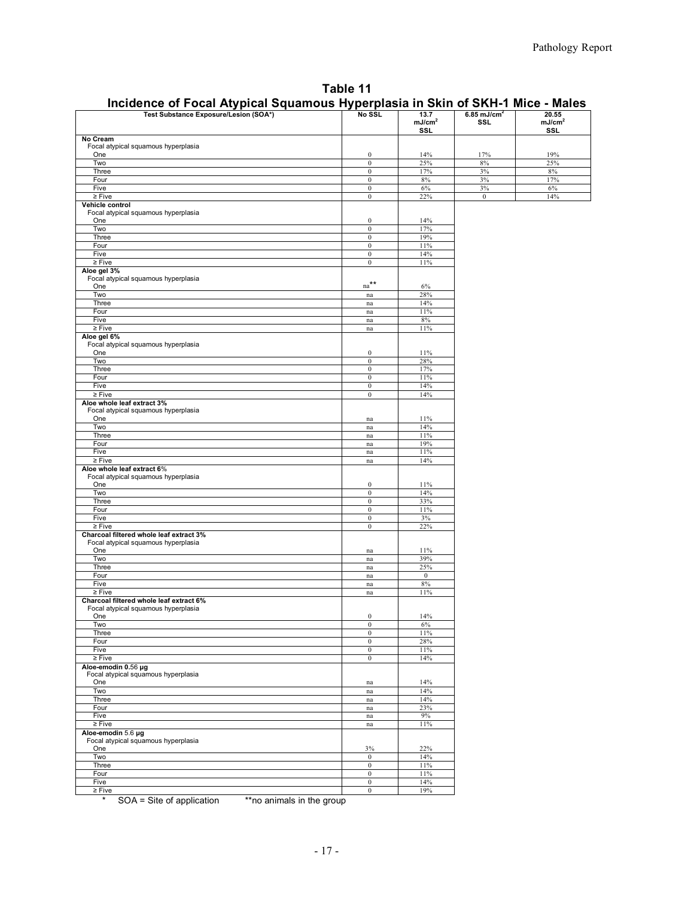**Table 11**

**Incidence of Focal Atypical Squamous Hyperplasia in Skin of SKH-1 Mice - Males**

| Test Substance Exposure/Lesion (SOA*) | No SSL | 13.7 mJ/cm$^2$ SSL | 6.85 mJ/cm$^2$ SSL | 20.55 mJ/cm$^2$ SSL |
|---|---|---|---|---|
| **No Cream** | | | | |
| Focal atypical squamous hyperplasia | | | | |
| One | 0 | 14% | 17% | 19% |
| Two | 0 | 25% | 8% | 25% |
| Three | 0 | 17% | 3% | 8% |
| Four | 0 | 8% | 3% | 17% |
| Five | 0 | 6% | 3% | 6% |
| ≥ Five | 0 | 22% | 0 | 14% |
| **Vehicle control** | | | | |
| Focal atypical squamous hyperplasia | | | | |
| One | 0 | 14% | | |
| Two | 0 | 17% | | |
| Three | 0 | 19% | | |
| Four | 0 | 11% | | |
| Five | 0 | 14% | | |
| ≥ Five | 0 | 11% | | |
| **Aloe gel 3%** | | | | |
| Focal atypical squamous hyperplasia | | | | |
| One | na** | 6% | | |
| Two | na | 28% | | |
| Three | na | 14% | | |
| Four | na | 11% | | |
| Five | na | 8% | | |
| ≥ Five | na | 11% | | |
| **Aloe gel 6%** | | | | |
| Focal atypical squamous hyperplasia | | | | |
| One | 0 | 11% | | |
| Two | 0 | 28% | | |
| Three | 0 | 17% | | |
| Four | 0 | 11% | | |
| Five | 0 | 14% | | |
| ≥ Five | 0 | 14% | | |
| **Aloe whole leaf extract 3%** | | | | |
| Focal atypical squamous hyperplasia | | | | |
| One | na | 11% | | |
| Two | na | 14% | | |
| Three | na | 11% | | |
| Four | na | 19% | | |
| Five | na | 11% | | |
| ≥ Five | na | 14% | | |
| **Aloe whole leaf extract 6%** | | | | |
| Focal atypical squamous hyperplasia | | | | |
| One | 0 | 11% | | |
| Two | 0 | 14% | | |
| Three | 0 | 33% | | |
| Four | 0 | 11% | | |
| Five | 0 | 3% | | |
| ≥ Five | 0 | 22% | | |
| **Charcoal filtered whole leaf extract 3%** | | | | |
| Focal atypical squamous hyperplasia | | | | |
| One | na | 11% | | |
| Two | na | 39% | | |
| Three | na | 25% | | |
| Four | na | 0 | | |
| Five | na | 8% | | |
| ≥ Five | na | 11% | | |
| **Charcoal filtered whole leaf extract 6%** | | | | |
| Focal atypical squamous hyperplasia | | | | |
| One | 0 | 14% | | |
| Two | 0 | 6% | | |
| Three | 0 | 11% | | |
| Four | 0 | 28% | | |
| Five | 0 | 11% | | |
| ≥ Five | 0 | 14% | | |
| **Aloe-emodin 0.56 µg** | | | | |
| Focal atypical squamous hyperplasia | | | | |
| One | na | 14% | | |
| Two | na | 14% | | |
| Three | na | 14% | | |
| Four | na | 23% | | |
| Five | na | 9% | | |
| ≥ Five | na | 11% | | |
| **Aloe-emodin 5.6 µg** | | | | |
| Focal atypical squamous hyperplasia | | | | |
| One | 3% | 22% | | |
| Two | 0 | 14% | | |
| Three | 0 | 11% | | |
| Four | 0 | 11% | | |
| Five | 0 | 14% | | |
| ≥ Five | 0 | 19% | | |

\* SOA = Site of application  **no animals in the group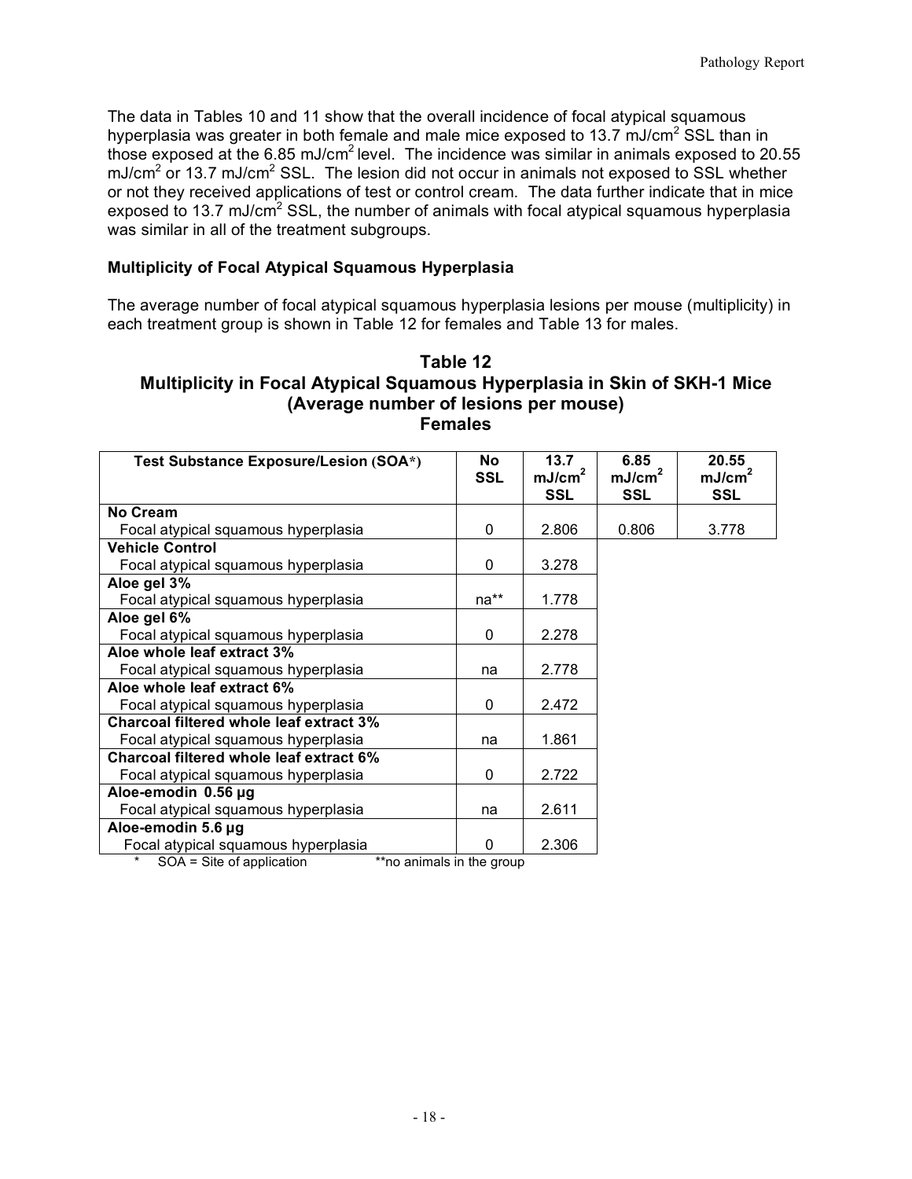The data in Tables 10 and 11 show that the overall incidence of focal atypical squamous hyperplasia was greater in both female and male mice exposed to 13.7 mJ/cm$^2$ SSL than in those exposed at the 6.85 mJ/cm$^2$ level. The incidence was similar in animals exposed to 20.55 mJ/cm$^2$ or 13.7 mJ/cm$^2$ SSL. The lesion did not occur in animals not exposed to SSL whether or not they received applications of test or control cream. The data further indicate that in mice exposed to 13.7 mJ/cm$^2$ SSL, the number of animals with focal atypical squamous hyperplasia was similar in all of the treatment subgroups.

### Multiplicity of Focal Atypical Squamous Hyperplasia

The average number of focal atypical squamous hyperplasia lesions per mouse (multiplicity) in each treatment group is shown in Table 12 for females and Table 13 for males.

## Table 12
## Multiplicity in Focal Atypical Squamous Hyperplasia in Skin of SKH-1 Mice (Average number of lesions per mouse)
## Females

| Test Substance Exposure/Lesion (SOA*) | No SSL | 13.7 mJ/cm$^2$ SSL | 6.85 mJ/cm$^2$ SSL | 20.55 mJ/cm$^2$ SSL |
|---|---|---|---|---|
| **No Cream** | | | | |
| Focal atypical squamous hyperplasia | 0 | 2.806 | 0.806 | 3.778 |
| **Vehicle Control** | | | | |
| Focal atypical squamous hyperplasia | 0 | 3.278 | | |
| **Aloe gel 3%** | | | | |
| Focal atypical squamous hyperplasia | na** | 1.778 | | |
| **Aloe gel 6%** | | | | |
| Focal atypical squamous hyperplasia | 0 | 2.278 | | |
| **Aloe whole leaf extract 3%** | | | | |
| Focal atypical squamous hyperplasia | na | 2.778 | | |
| **Aloe whole leaf extract 6%** | | | | |
| Focal atypical squamous hyperplasia | 0 | 2.472 | | |
| **Charcoal filtered whole leaf extract 3%** | | | | |
| Focal atypical squamous hyperplasia | na | 1.861 | | |
| **Charcoal filtered whole leaf extract 6%** | | | | |
| Focal atypical squamous hyperplasia | 0 | 2.722 | | |
| **Aloe-emodin 0.56 µg** | | | | |
| Focal atypical squamous hyperplasia | na | 2.611 | | |
| **Aloe-emodin 5.6 µg** | | | | |
| Focal atypical squamous hyperplasia | 0 | 2.306 | | |

\* SOA = Site of application **no animals in the group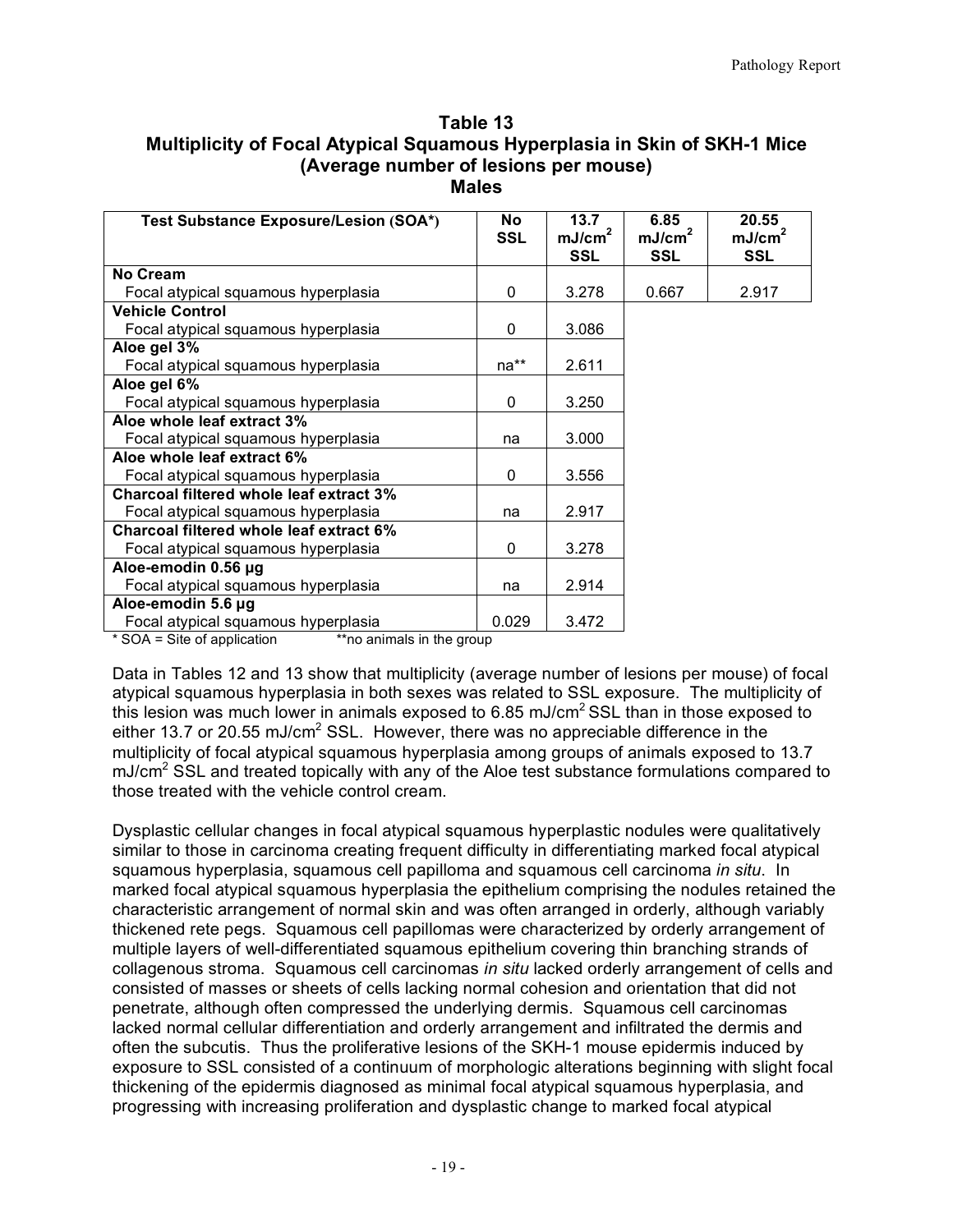**Table 13**
**Multiplicity of Focal Atypical Squamous Hyperplasia in Skin of SKH-1 Mice**
**(Average number of lesions per mouse)**
**Males**

| Test Substance Exposure/Lesion (SOA*) | No SSL | 13.7 $mJ/cm^2$ SSL | 6.85 $mJ/cm^2$ SSL | 20.55 $mJ/cm^2$ SSL |
|---|---|---|---|---|
| **No Cream** | | | | |
| Focal atypical squamous hyperplasia | 0 | 3.278 | 0.667 | 2.917 |
| **Vehicle Control** | | | | |
| Focal atypical squamous hyperplasia | 0 | 3.086 | | |
| **Aloe gel 3%** | | | | |
| Focal atypical squamous hyperplasia | na** | 2.611 | | |
| **Aloe gel 6%** | | | | |
| Focal atypical squamous hyperplasia | 0 | 3.250 | | |
| **Aloe whole leaf extract 3%** | | | | |
| Focal atypical squamous hyperplasia | na | 3.000 | | |
| **Aloe whole leaf extract 6%** | | | | |
| Focal atypical squamous hyperplasia | 0 | 3.556 | | |
| **Charcoal filtered whole leaf extract 3%** | | | | |
| Focal atypical squamous hyperplasia | na | 2.917 | | |
| **Charcoal filtered whole leaf extract 6%** | | | | |
| Focal atypical squamous hyperplasia | 0 | 3.278 | | |
| **Aloe-emodin 0.56 µg** | | | | |
| Focal atypical squamous hyperplasia | na | 2.914 | | |
| **Aloe-emodin 5.6 µg** | | | | |
| Focal atypical squamous hyperplasia | 0.029 | 3.472 | | |

\* SOA = Site of application **no animals in the group

Data in Tables 12 and 13 show that multiplicity (average number of lesions per mouse) of focal atypical squamous hyperplasia in both sexes was related to SSL exposure. The multiplicity of this lesion was much lower in animals exposed to 6.85 $mJ/cm^2$ SSL than in those exposed to either 13.7 or 20.55 $mJ/cm^2$ SSL. However, there was no appreciable difference in the multiplicity of focal atypical squamous hyperplasia among groups of animals exposed to 13.7 $mJ/cm^2$ SSL and treated topically with any of the Aloe test substance formulations compared to those treated with the vehicle control cream.

Dysplastic cellular changes in focal atypical squamous hyperplastic nodules were qualitatively similar to those in carcinoma creating frequent difficulty in differentiating marked focal atypical squamous hyperplasia, squamous cell papilloma and squamous cell carcinoma *in situ*. In marked focal atypical squamous hyperplasia the epithelium comprising the nodules retained the characteristic arrangement of normal skin and was often arranged in orderly, although variably thickened rete pegs. Squamous cell papillomas were characterized by orderly arrangement of multiple layers of well-differentiated squamous epithelium covering thin branching strands of collagenous stroma. Squamous cell carcinomas *in situ* lacked orderly arrangement of cells and consisted of masses or sheets of cells lacking normal cohesion and orientation that did not penetrate, although often compressed the underlying dermis. Squamous cell carcinomas lacked normal cellular differentiation and orderly arrangement and infiltrated the dermis and often the subcutis. Thus the proliferative lesions of the SKH-1 mouse epidermis induced by exposure to SSL consisted of a continuum of morphologic alterations beginning with slight focal thickening of the epidermis diagnosed as minimal focal atypical squamous hyperplasia, and progressing with increasing proliferation and dysplastic change to marked focal atypical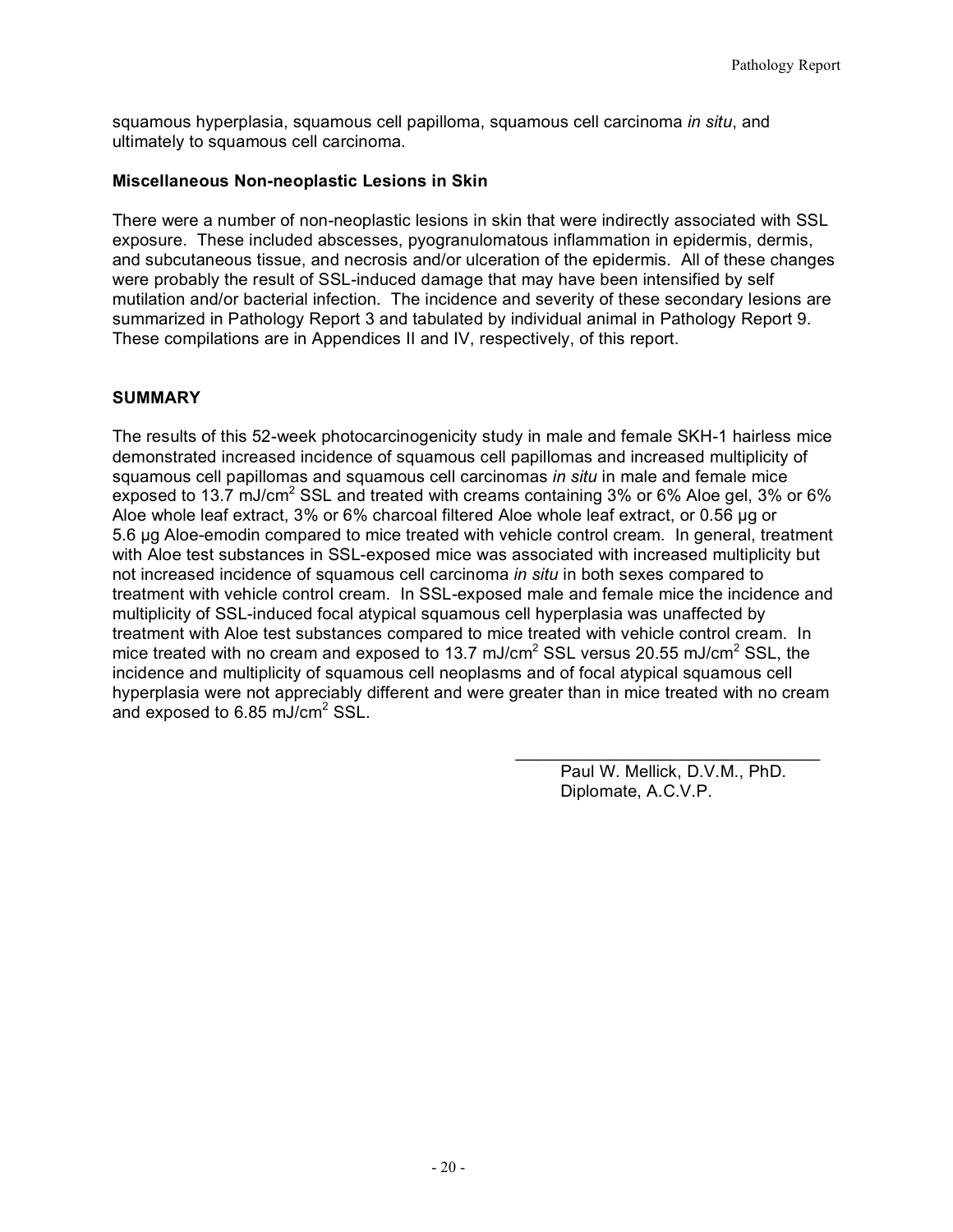squamous hyperplasia, squamous cell papilloma, squamous cell carcinoma *in situ*, and ultimately to squamous cell carcinoma.

**Miscellaneous Non-neoplastic Lesions in Skin**

There were a number of non-neoplastic lesions in skin that were indirectly associated with SSL exposure. These included abscesses, pyogranulomatous inflammation in epidermis, dermis, and subcutaneous tissue, and necrosis and/or ulceration of the epidermis. All of these changes were probably the result of SSL-induced damage that may have been intensified by self mutilation and/or bacterial infection. The incidence and severity of these secondary lesions are summarized in Pathology Report 3 and tabulated by individual animal in Pathology Report 9. These compilations are in Appendices II and IV, respectively, of this report.

## SUMMARY

The results of this 52-week photocarcinogenicity study in male and female SKH-1 hairless mice demonstrated increased incidence of squamous cell papillomas and increased multiplicity of squamous cell papillomas and squamous cell carcinomas *in situ* in male and female mice exposed to 13.7 mJ/cm$^2$ SSL and treated with creams containing 3% or 6% Aloe gel, 3% or 6% Aloe whole leaf extract, 3% or 6% charcoal filtered Aloe whole leaf extract, or 0.56 µg or 5.6 µg Aloe-emodin compared to mice treated with vehicle control cream. In general, treatment with Aloe test substances in SSL-exposed mice was associated with increased multiplicity but not increased incidence of squamous cell carcinoma *in situ* in both sexes compared to treatment with vehicle control cream. In SSL-exposed male and female mice the incidence and multiplicity of SSL-induced focal atypical squamous cell hyperplasia was unaffected by treatment with Aloe test substances compared to mice treated with vehicle control cream. In mice treated with no cream and exposed to 13.7 mJ/cm$^2$ SSL versus 20.55 mJ/cm$^2$ SSL, the incidence and multiplicity of squamous cell neoplasms and of focal atypical squamous cell hyperplasia were not appreciably different and were greater than in mice treated with no cream and exposed to 6.85 mJ/cm$^2$ SSL.

\_\_\_\_\_\_\_\_\_\_\_\_\_\_\_\_\_\_\_\_\_\_\_\_\_\_\_\_\_\_\_\_\_\_

Paul W. Mellick, D.V.M., PhD.
Diplomate, A.C.V.P.